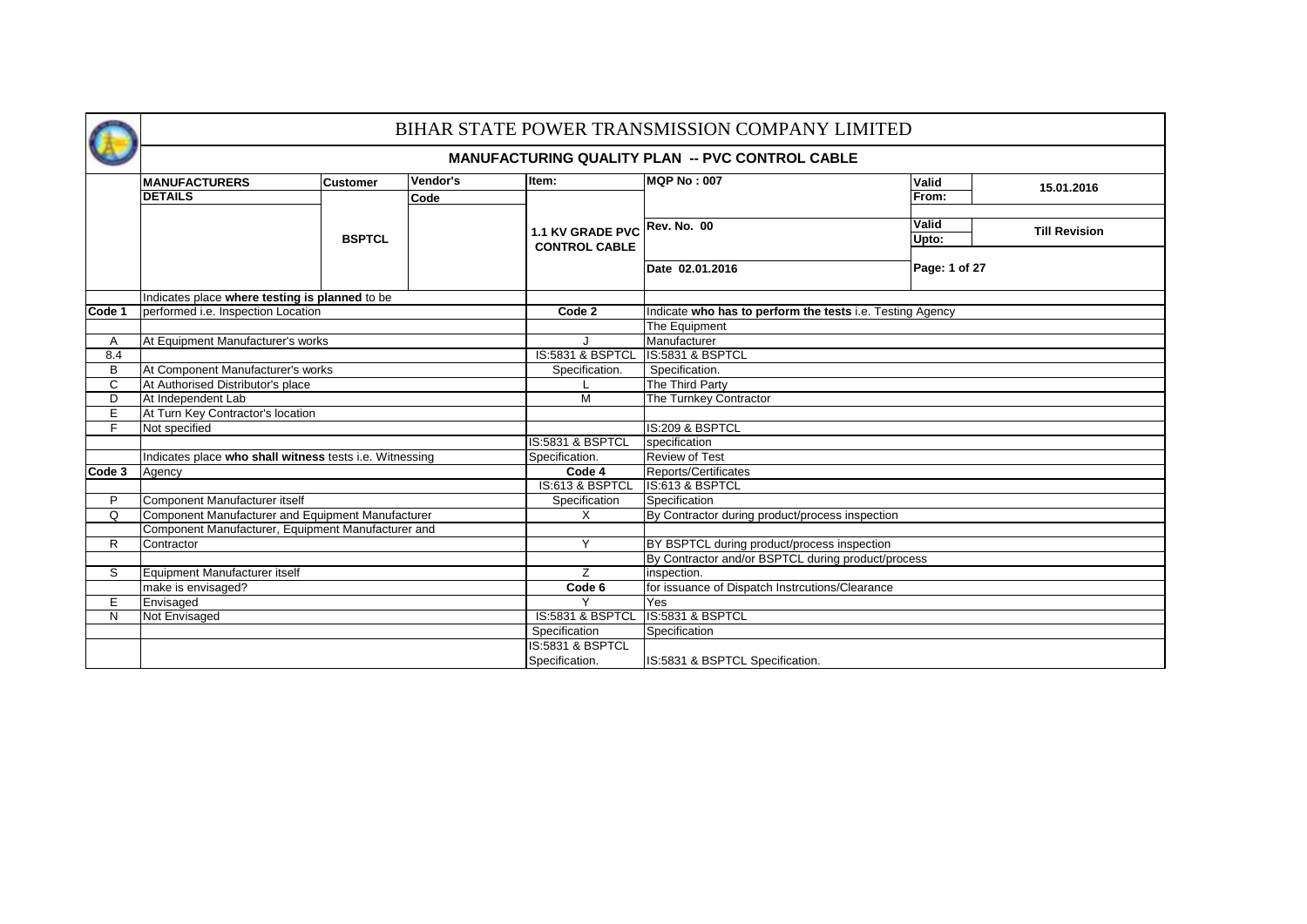# BIHAR STATE POWER TRANSMISSION COMPANY LIMITED

## MANUFACTURING QUALITY PLAN -- PVC CONTROL CABLE

| MANUFACTURERS | Customer | Vendor's | Item: | MQP No : 007 | Valid | 15.01.2016 |
|---|---|---|---|---|---|---|
| DETAILS | | Code | | | From: | |
| | BSPTCL | | 1.1 KV GRADE PVC CONTROL CABLE | Rev. No. 00 | Valid Upto: | Till Revision |
| | | | | Date 02.01.2016 | | |

| | | | |
|---|---|---|---|
| | Indicates place **where testing is planned** to be | | |
| Code 1 | performed i.e. Inspection Location | Code 2 | Indicate **who has to perform the tests** i.e. Testing Agency |
| | | | The Equipment |
| A | At Equipment Manufacturer's works | J | Manufacturer |
| 8.4 | | IS:5831 & BSPTCL | IS:5831 & BSPTCL |
| B | At Component Manufacturer's works | Specification. | Specification. |
| C | At Authorised Distributor's place | L | The Third Party |
| D | At Independent Lab | M | The Turnkey Contractor |
| E | At Turn Key Contractor's location | | |
| F | Not specified | | IS:209 & BSPTCL |
| | | IS:5831 & BSPTCL | specification |
| | Indicates place **who shall witness** tests i.e. Witnessing | Specification. | Review of Test |
| Code 3 | Agency | Code 4 | Reports/Certificates |
| | | IS:613 & BSPTCL | IS:613 & BSPTCL |
| P | Component Manufacturer itself | Specification | Specification |
| Q | Component Manufacturer and Equipment Manufacturer | X | By Contractor during product/process inspection |
| | Component Manufacturer, Equipment Manufacturer and | | |
| R | Contractor | Y | BY BSPTCL during product/process inspection |
| | | | By Contractor and/or BSPTCL during product/process |
| S | Equipment Manufacturer itself | Z | inspection. |
| | make is envisaged? | Code 6 | for issuance of Dispatch Instrcutions/Clearance |
| E | Envisaged | Y | Yes |
| N | Not Envisaged | IS:5831 & BSPTCL | IS:5831 & BSPTCL |
| | | Specification | Specification |
| | | IS:5831 & BSPTCL Specification. | IS:5831 & BSPTCL Specification. |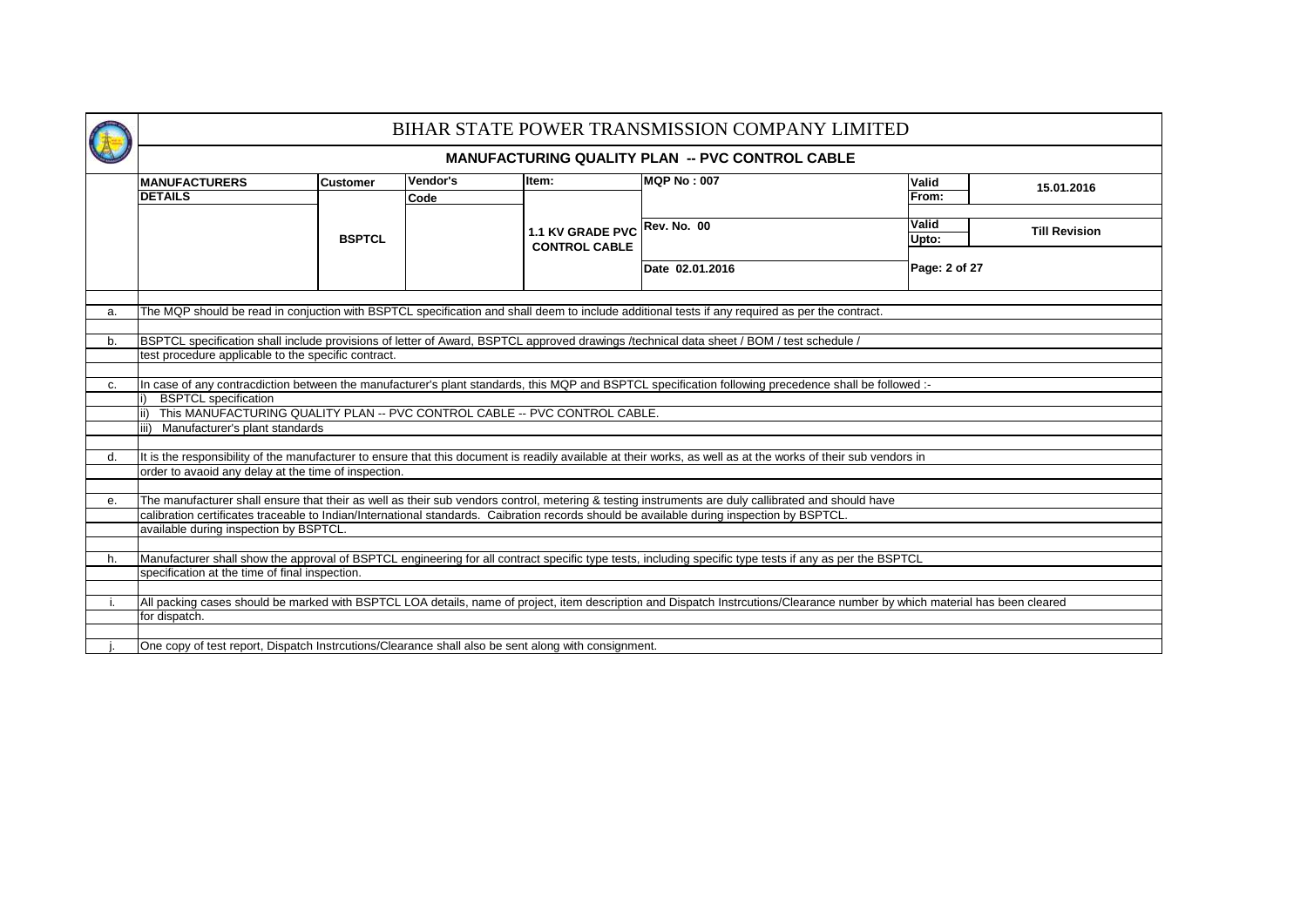# BIHAR STATE POWER TRANSMISSION COMPANY LIMITED

## MANUFACTURING QUALITY PLAN -- PVC CONTROL CABLE

| MANUFACTURERS DETAILS | Customer | Vendor's Code | Item: | MQP No : 007 | Valid From: | 15.01.2016 |
|---|---|---|---|---|---|---|
| | BSPTCL | | 1.1 KV GRADE PVC CONTROL CABLE | Rev. No. 00 | Valid Upto: | Till Revision |
| | | | | Date 02.01.2016 | | |

a. The MQP should be read in conjuction with BSPTCL specification and shall deem to include additional tests if any required as per the contract.

b. BSPTCL specification shall include provisions of letter of Award, BSPTCL approved drawings /technical data sheet / BOM / test schedule / test procedure applicable to the specific contract.

c. In case of any contracdiction between the manufacturer's plant standards, this MQP and BSPTCL specification following precedence shall be followed :-

i) BSPTCL specification
ii) This MANUFACTURING QUALITY PLAN -- PVC CONTROL CABLE -- PVC CONTROL CABLE.
iii) Manufacturer's plant standards

d. It is the responsibility of the manufacturer to ensure that this document is readily available at their works, as well as at the works of their sub vendors in order to avaoid any delay at the time of inspection.

e. The manufacturer shall ensure that their as well as their sub vendors control, metering & testing instruments are duly callibrated and should have calibration certificates traceable to Indian/International standards. Caibration records should be available during inspection by BSPTCL. available during inspection by BSPTCL.

h. Manufacturer shall show the approval of BSPTCL engineering for all contract specific type tests, including specific type tests if any as per the BSPTCL specification at the time of final inspection.

i. All packing cases should be marked with BSPTCL LOA details, name of project, item description and Dispatch Instrcutions/Clearance number by which material has been cleared for dispatch.

j. One copy of test report, Dispatch Instrcutions/Clearance shall also be sent along with consignment.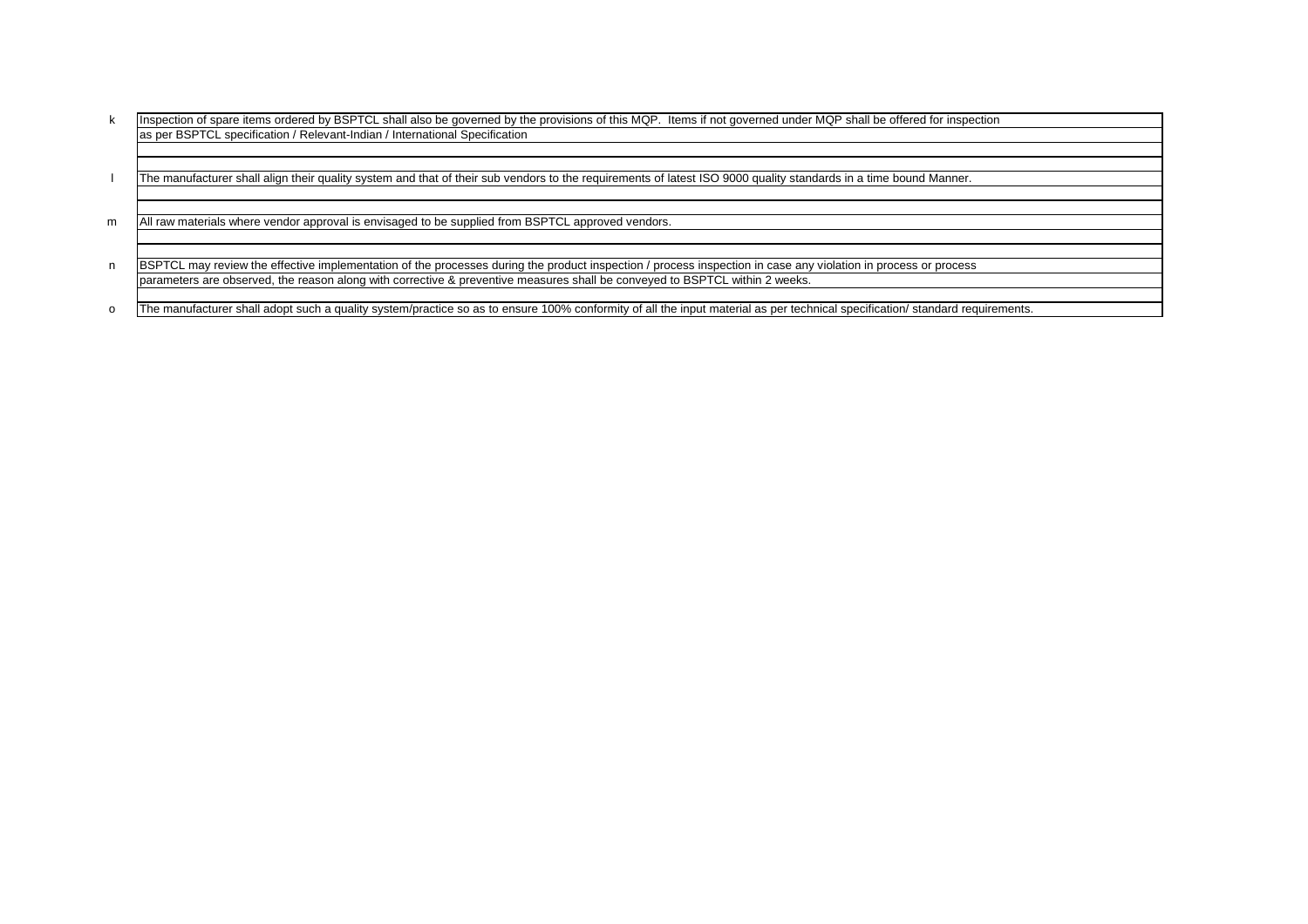k. Inspection of spare items ordered by BSPTCL shall also be governed by the provisions of this MQP. Items if not governed under MQP shall be offered for inspection as per BSPTCL specification / Relevant-Indian / International Specification

l. The manufacturer shall align their quality system and that of their sub vendors to the requirements of latest ISO 9000 quality standards in a time bound Manner.

m. All raw materials where vendor approval is envisaged to be supplied from BSPTCL approved vendors.

n. BSPTCL may review the effective implementation of the processes during the product inspection / process inspection in case any violation in process or process parameters are observed, the reason along with corrective & preventive measures shall be conveyed to BSPTCL within 2 weeks.

o. The manufacturer shall adopt such a quality system/practice so as to ensure 100% conformity of all the input material as per technical specification/ standard requirements.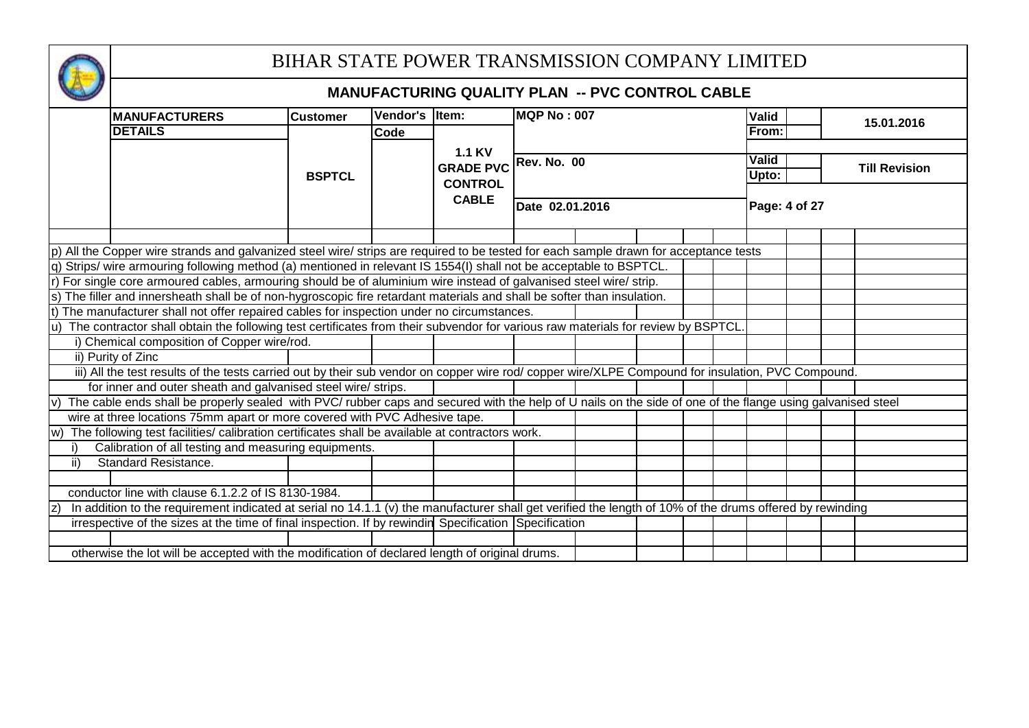# BIHAR STATE POWER TRANSMISSION COMPANY LIMITED

## MANUFACTURING QUALITY PLAN -- PVC CONTROL CABLE

| MANUFACTURERS DETAILS | Customer | Vendor's Code | Item: | MQP No : 007 | Valid From: | 15.01.2016 |
|---|---|---|---|---|---|---|
| | BSPTCL | | 1.1 KV GRADE PVC CONTROL CABLE | Rev. No. 00 | Valid Upto: | Till Revision |
| | | | | Date 02.01.2016 | Page: 4 of 27 | |

p) All the Copper wire strands and galvanized steel wire/ strips are required to be tested for each sample drawn for acceptance tests

q) Strips/ wire armouring following method (a) mentioned in relevant IS 1554(I) shall not be acceptable to BSPTCL.

r) For single core armoured cables, armouring should be of aluminium wire instead of galvanised steel wire/ strip.

s) The filler and innersheath shall be of non-hygroscopic fire retardant materials and shall be softer than insulation.

t) The manufacturer shall not offer repaired cables for inspection under no circumstances.

u) The contractor shall obtain the following test certificates from their subvendor for various raw materials for review by BSPTCL.

i) Chemical composition of Copper wire/rod.

ii) Purity of Zinc

iii) All the test results of the tests carried out by their sub vendor on copper wire rod/ copper wire/XLPE Compound for insulation, PVC Compound. for inner and outer sheath and galvanised steel wire/ strips.

v) The cable ends shall be properly sealed with PVC/ rubber caps and secured with the help of U nails on the side of one of the flange using galvanised steel wire at three locations 75mm apart or more covered with PVC Adhesive tape.

w) The following test facilities/ calibration certificates shall be available at contractors work.

i) Calibration of all testing and measuring equipments.

ii) Standard Resistance.

conductor line with clause 6.1.2.2 of IS 8130-1984.

z) In addition to the requirement indicated at serial no 14.1.1 (v) the manufacturer shall get verified the length of 10% of the drums offered by rewinding irrespective of the sizes at the time of final inspection. If by rewindin Specification Specification

otherwise the lot will be accepted with the modification of declared length of original drums.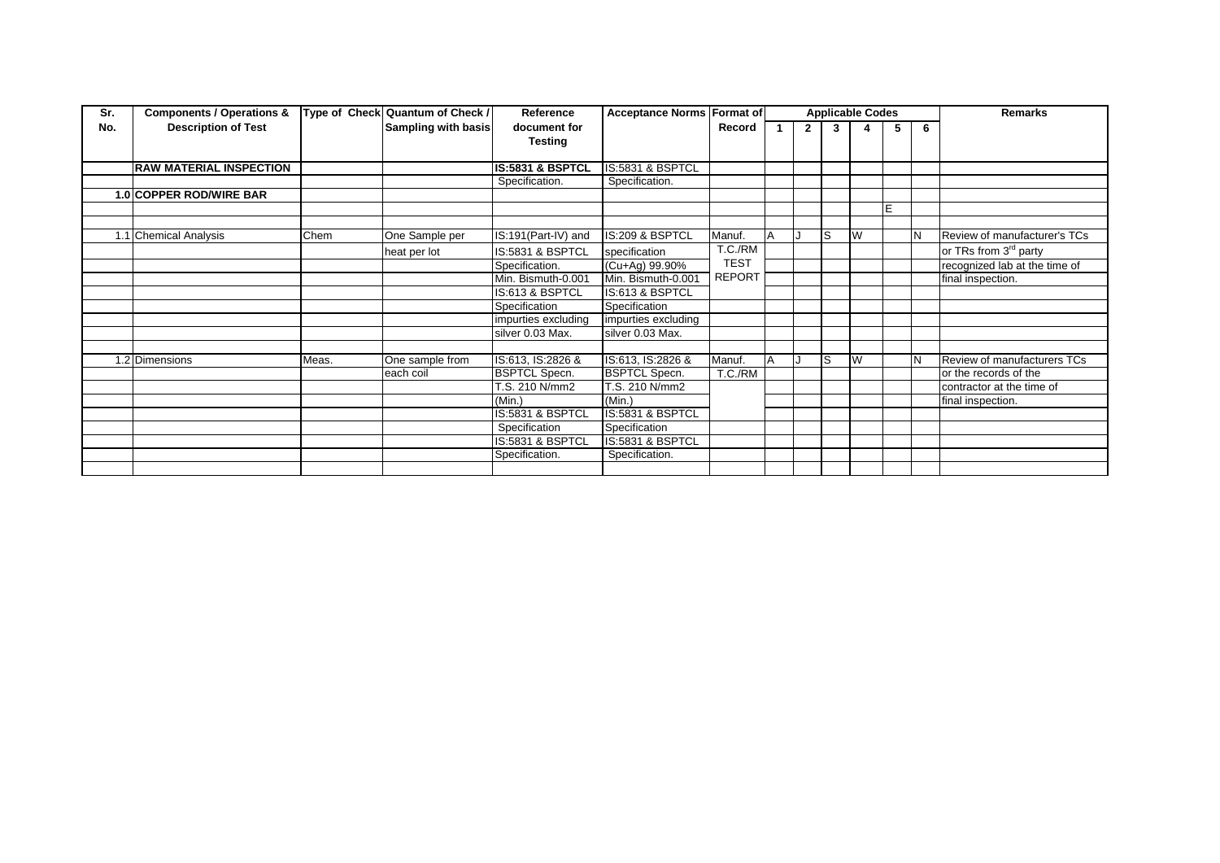| Sr. No. | Components / Operations & Description of Test | Type of Check | Quantum of Check / Sampling with basis | Reference document for Testing | Acceptance Norms | Format of Record | Applicable Codes 1 | 2 | 3 | 4 | 5 | 6 | Remarks |
|---|---|---|---|---|---|---|---|---|---|---|---|---|---|
| | **RAW MATERIAL INSPECTION** | | | **IS:5831 & BSPTCL** | IS:5831 & BSPTCL | | | | | | | | |
| | | | | Specification. | Specification. | | | | | | | | |
| **1.0** | **COPPER ROD/WIRE BAR** | | | | | | | | | | | | |
| | | | | | | | | | | | E | | |
| | | | | | | | | | | | | | |
| 1.1 | Chemical Analysis | Chem | One Sample per | IS:191(Part-IV) and | IS:209 & BSPTCL | Manuf. | A | J | S | W | | N | Review of manufacturer's TCs |
| | | | heat per lot | IS:5831 & BSPTCL | specification | T.C./RM | | | | | | | or TRs from 3rd party |
| | | | | Specification. | (Cu+Ag) 99.90% | TEST | | | | | | | recognized lab at the time of |
| | | | | Min. Bismuth-0.001 | Min. Bismuth-0.001 | REPORT | | | | | | | final inspection. |
| | | | | IS:613 & BSPTCL | IS:613 & BSPTCL | | | | | | | | |
| | | | | Specification | Specification | | | | | | | | |
| | | | | impurties excluding | impurties excluding | | | | | | | | |
| | | | | silver 0.03 Max. | silver 0.03 Max. | | | | | | | | |
| | | | | | | | | | | | | | |
| 1.2 | Dimensions | Meas. | One sample from | IS:613, IS:2826 & | IS:613, IS:2826 & | Manuf. | A | J | S | W | | N | Review of manufacturers TCs |
| | | | each coil | BSPTCL Specn. | BSPTCL Specn. | T.C./RM | | | | | | | or the records of the |
| | | | | T.S. 210 N/mm2 | T.S. 210 N/mm2 | | | | | | | | contractor at the time of |
| | | | | (Min.) | (Min.) | | | | | | | | final inspection. |
| | | | | IS:5831 & BSPTCL | IS:5831 & BSPTCL | | | | | | | | |
| | | | | Specification | Specification | | | | | | | | |
| | | | | IS:5831 & BSPTCL | IS:5831 & BSPTCL | | | | | | | | |
| | | | | Specification. | Specification. | | | | | | | | |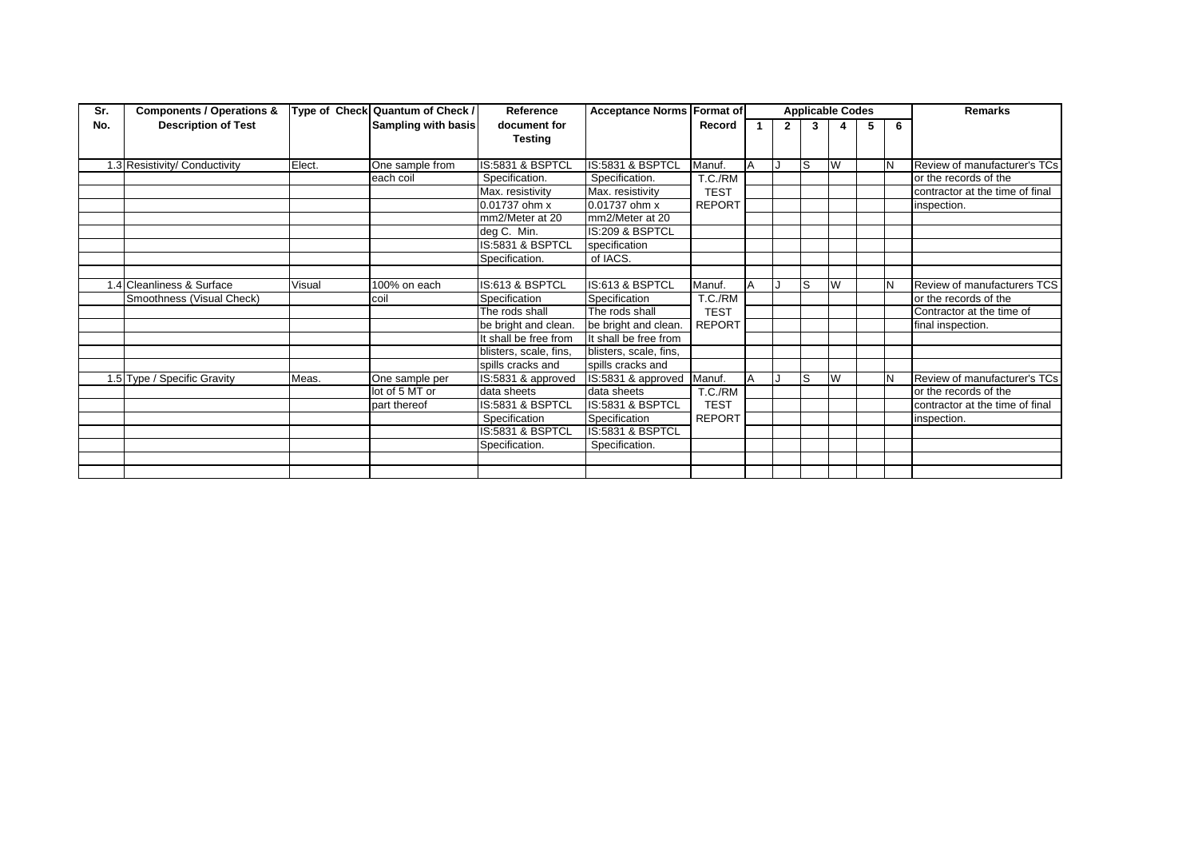| Sr. No. | Components / Operations & Description of Test | Type of Check | Quantum of Check / Sampling with basis | Reference document for Testing | Acceptance Norms | Format of Record | Applicable Codes | | | | | | Remarks |
|---|---|---|---|---|---|---|---|---|---|---|---|---|---|
| | | | | | | | 1 | 2 | 3 | 4 | 5 | 6 | |
| 1.3 | Resistivity/ Conductivity | Elect. | One sample from each coil | IS:5831 & BSPTCL Specification. Max. resistivity 0.01737 ohm x mm2/Meter at 20 deg C. Min. IS:5831 & BSPTCL Specification. | IS:5831 & BSPTCL Specification. Max. resistivity 0.01737 ohm x mm2/Meter at 20 IS:209 & BSPTCL specification of IACS. | Manuf. T.C./RM TEST REPORT | A | J | S | W | | N | Review of manufacturer's TCs or the records of the contractor at the time of final inspection. |
| 1.4 | Cleanliness & Surface Smoothness (Visual Check) | Visual | 100% on each coil | IS:613 & BSPTCL Specification The rods shall be bright and clean. It shall be free from blisters, scale, fins, spills cracks and | IS:613 & BSPTCL Specification The rods shall be bright and clean. It shall be free from blisters, scale, fins, spills cracks and | Manuf. T.C./RM TEST REPORT | A | J | S | W | | N | Review of manufacturers TCS or the records of the Contractor at the time of final inspection. |
| 1.5 | Type / Specific Gravity | Meas. | One sample per lot of 5 MT or part thereof | IS:5831 & approved data sheets IS:5831 & BSPTCL Specification IS:5831 & BSPTCL Specification. | IS:5831 & approved data sheets IS:5831 & BSPTCL Specification IS:5831 & BSPTCL Specification. | Manuf. T.C./RM TEST REPORT | A | J | S | W | | N | Review of manufacturer's TCs or the records of the contractor at the time of final inspection. |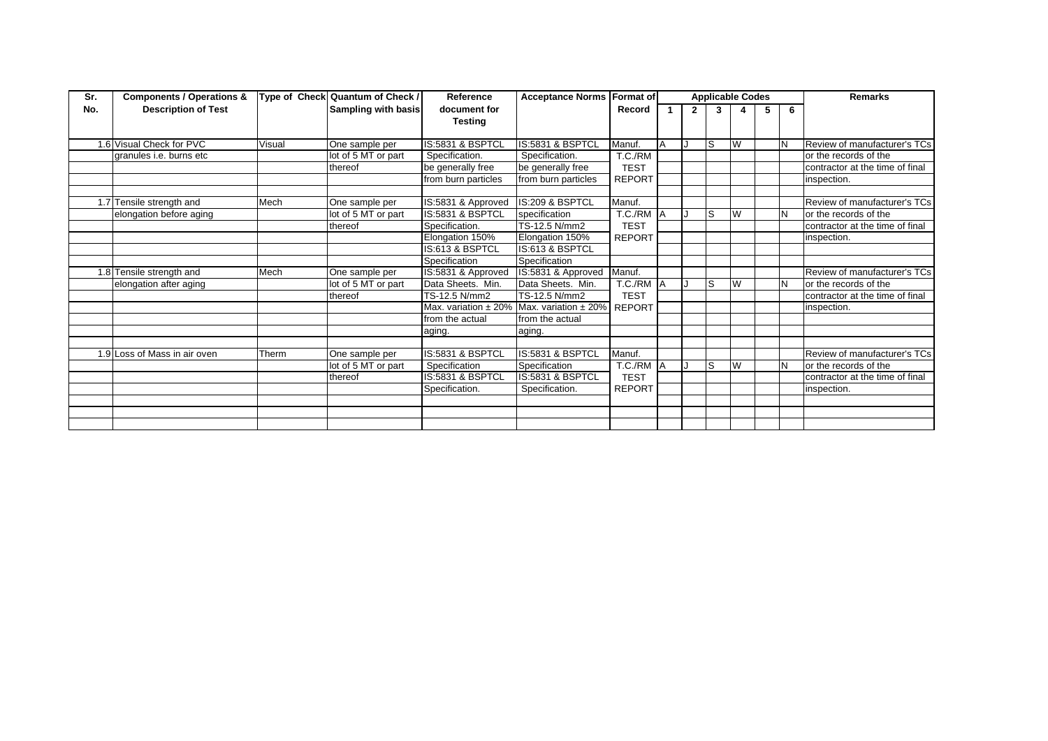| Sr. No. | Components / Operations & Description of Test | Type of Check | Quantum of Check / Sampling with basis | Reference document for Testing | Acceptance Norms | Format of Record | Applicable Codes | | | | | | Remarks |
|---|---|---|---|---|---|---|---|---|---|---|---|---|---|
| | | | | | | | 1 | 2 | 3 | 4 | 5 | 6 | |
| 1.6 | Visual Check for PVC granules i.e. burns etc | Visual | One sample per lot of 5 MT or part thereof | IS:5831 & BSPTCL Specification. be generally free from burn particles | IS:5831 & BSPTCL Specification. be generally free from burn particles | Manuf. T.C./RM TEST REPORT | A | J | S | W | | N | Review of manufacturer's TCs or the records of the contractor at the time of final inspection. |
| 1.7 | Tensile strength and elongation before aging | Mech | One sample per lot of 5 MT or part thereof | IS:5831 & Approved IS:5831 & BSPTCL Specification. Elongation 150% IS:613 & BSPTCL Specification | IS:209 & BSPTCL specification TS-12.5 N/mm2 Elongation 150% IS:613 & BSPTCL Specification | Manuf. T.C./RM TEST REPORT | A | J | S | W | | N | Review of manufacturer's TCs or the records of the contractor at the time of final inspection. |
| 1.8 | Tensile strength and elongation after aging | Mech | One sample per lot of 5 MT or part thereof | IS:5831 & Approved Data Sheets. Min. TS-12.5 N/mm2 Max. variation ± 20% from the actual aging. | IS:5831 & Approved Data Sheets. Min. TS-12.5 N/mm2 Max. variation ± 20% from the actual aging. | Manuf. T.C./RM TEST REPORT | A | J | S | W | | N | Review of manufacturer's TCs or the records of the contractor at the time of final inspection. |
| 1.9 | Loss of Mass in air oven | Therm | One sample per lot of 5 MT or part thereof | IS:5831 & BSPTCL Specification IS:5831 & BSPTCL Specification. | IS:5831 & BSPTCL Specification IS:5831 & BSPTCL Specification. | Manuf. T.C./RM TEST REPORT | A | J | S | W | | N | Review of manufacturer's TCs or the records of the contractor at the time of final inspection. |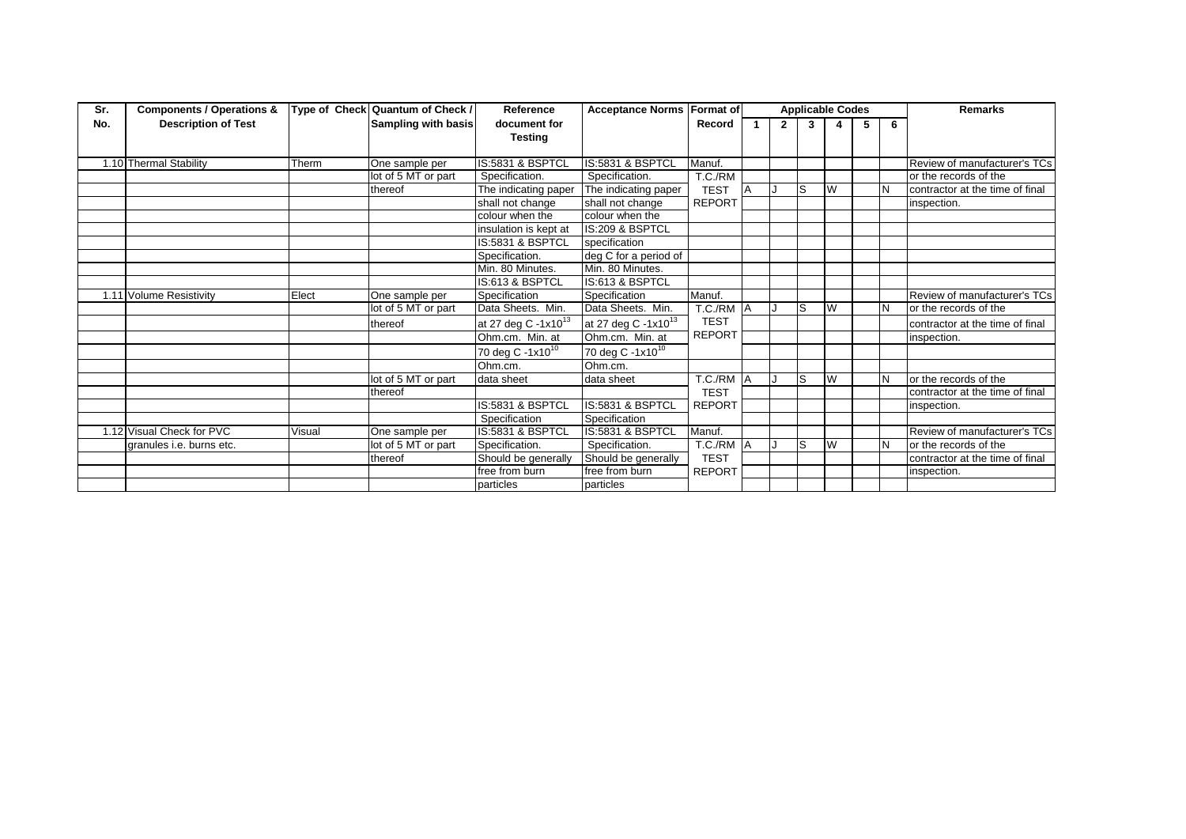| Sr. No. | Components / Operations & Description of Test | Type of Check | Quantum of Check / Sampling with basis | Reference document for Testing | Acceptance Norms | Format of Record | Applicable Codes | | | | | | Remarks |
|---|---|---|---|---|---|---|---|---|---|---|---|---|---|
| | | | | | | | 1 | 2 | 3 | 4 | 5 | 6 | |
| 1.10 | Thermal Stability | Therm | One sample per | IS:5831 & BSPTCL | IS:5831 & BSPTCL | Manuf. | | | | | | | Review of manufacturer's TCs |
| | | | lot of 5 MT or part | Specification. | Specification. | T.C./RM | | | | | | | or the records of the |
| | | | thereof | The indicating paper | The indicating paper | TEST | A | J | S | W | | N | contractor at the time of final |
| | | | | shall not change | shall not change | REPORT | | | | | | | inspection. |
| | | | | colour when the | colour when the | | | | | | | | |
| | | | | insulation is kept at | IS:209 & BSPTCL | | | | | | | | |
| | | | | IS:5831 & BSPTCL | specification | | | | | | | | |
| | | | | Specification. | deg C for a period of | | | | | | | | |
| | | | | Min. 80 Minutes. | Min. 80 Minutes. | | | | | | | | |
| | | | | IS:613 & BSPTCL | IS:613 & BSPTCL | | | | | | | | |
| 1.11 | Volume Resistivity | Elect | One sample per | Specification | Specification | Manuf. | | | | | | | Review of manufacturer's TCs |
| | | | lot of 5 MT or part | Data Sheets. Min. | Data Sheets. Min. | T.C./RM | A | J | S | W | | N | or the records of the |
| | | | thereof | at 27 deg C -$1x10^{13}$ | at 27 deg C -$1x10^{13}$ | TEST | | | | | | | contractor at the time of final |
| | | | | Ohm.cm. Min. at | Ohm.cm. Min. at | REPORT | | | | | | | inspection. |
| | | | | 70 deg C -$1x10^{10}$ | 70 deg C -$1x10^{10}$ | | | | | | | | |
| | | | | Ohm.cm. | Ohm.cm. | | | | | | | | |
| | | | lot of 5 MT or part | data sheet | data sheet | T.C./RM | A | J | S | W | | N | or the records of the |
| | | | thereof | | | TEST | | | | | | | contractor at the time of final |
| | | | | IS:5831 & BSPTCL | IS:5831 & BSPTCL | REPORT | | | | | | | inspection. |
| | | | | Specification | Specification | | | | | | | | |
| 1.12 | Visual Check for PVC | Visual | One sample per | IS:5831 & BSPTCL | IS:5831 & BSPTCL | Manuf. | | | | | | | Review of manufacturer's TCs |
| | granules i.e. burns etc. | | lot of 5 MT or part | Specification. | Specification. | T.C./RM | A | J | S | W | | N | or the records of the |
| | | | thereof | Should be generally | Should be generally | TEST | | | | | | | contractor at the time of final |
| | | | | free from burn | free from burn | REPORT | | | | | | | inspection. |
| | | | | particles | particles | | | | | | | | |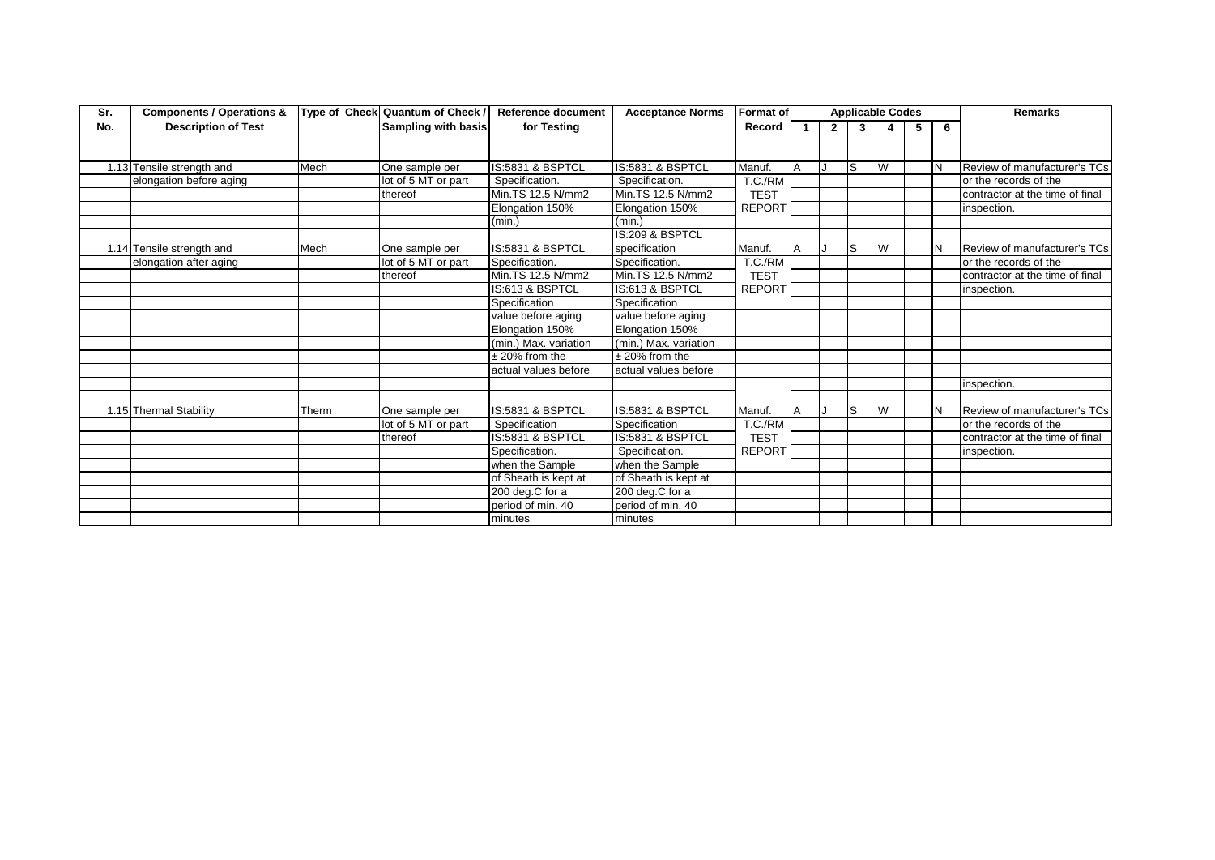| Sr. No. | Components / Operations & Description of Test | Type of Check | Quantum of Check / Sampling with basis | Reference document for Testing | Acceptance Norms | Format of Record | Applicable Codes 1 | 2 | 3 | 4 | 5 | 6 | Remarks |
|---|---|---|---|---|---|---|---|---|---|---|---|---|---|
| 1.13 | Tensile strength and elongation before aging | Mech | One sample per lot of 5 MT or part thereof | IS:5831 & BSPTCL Specification. Min.TS 12.5 N/mm2 Elongation 150% (min.) | IS:5831 & BSPTCL Specification. Min.TS 12.5 N/mm2 Elongation 150% (min.) IS:209 & BSPTCL | Manuf. T.C./RM TEST REPORT | A | J | S | W | | N | Review of manufacturer's TCs or the records of the contractor at the time of final inspection. |
| 1.14 | Tensile strength and elongation after aging | Mech | One sample per lot of 5 MT or part thereof | IS:5831 & BSPTCL Specification. Min.TS 12.5 N/mm2 IS:613 & BSPTCL Specification value before aging Elongation 150% (min.) Max. variation ± 20% from the actual values before | specification Specification. Min.TS 12.5 N/mm2 IS:613 & BSPTCL Specification value before aging Elongation 150% (min.) Max. variation ± 20% from the actual values before | Manuf. T.C./RM TEST REPORT | A | J | S | W | | N | Review of manufacturer's TCs or the records of the contractor at the time of final inspection. inspection. |
| 1.15 | Thermal Stability | Therm | One sample per lot of 5 MT or part thereof | IS:5831 & BSPTCL Specification IS:5831 & BSPTCL Specification. when the Sample of Sheath is kept at 200 deg.C for a period of min. 40 minutes | IS:5831 & BSPTCL Specification IS:5831 & BSPTCL Specification. when the Sample of Sheath is kept at 200 deg.C for a period of min. 40 minutes | Manuf. T.C./RM TEST REPORT | A | J | S | W | | N | Review of manufacturer's TCs or the records of the contractor at the time of final inspection. |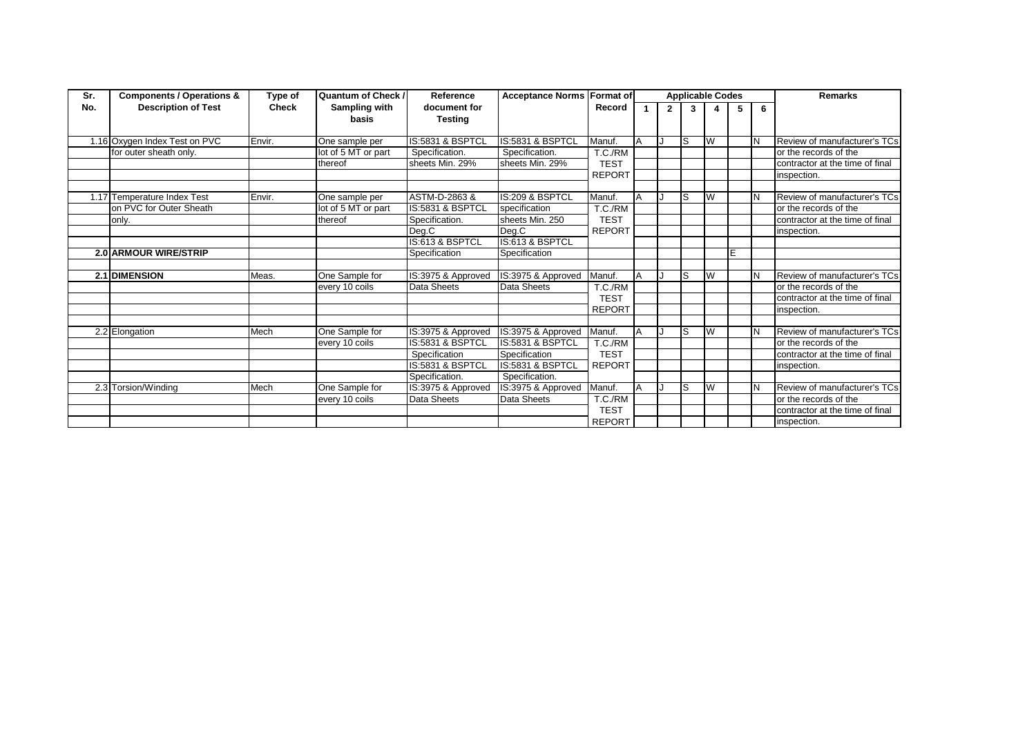| Sr. No. | Components / Operations & Description of Test | Type of Check | Quantum of Check / Sampling with basis | Reference document for Testing | Acceptance Norms | Format of Record | Applicable Codes | | | | | | Remarks |
|---|---|---|---|---|---|---|---|---|---|---|---|---|---|
| | | | | | | | 1 | 2 | 3 | 4 | 5 | 6 | |
| 1.16 | Oxygen Index Test on PVC for outer sheath only. | Envir. | One sample per lot of 5 MT or part thereof | IS:5831 & BSPTCL Specification. sheets Min. 29% | IS:5831 & BSPTCL Specification. sheets Min. 29% | Manuf. T.C./RM TEST REPORT | A | J | S | W | | N | Review of manufacturer's TCs or the records of the contractor at the time of final inspection. |
| 1.17 | Temperature Index Test on PVC for Outer Sheath only. | Envir. | One sample per lot of 5 MT or part thereof | ASTM-D-2863 & IS:5831 & BSPTCL Specification. Deg.C | IS:209 & BSPTCL specification sheets Min. 250 Deg.C | Manuf. T.C./RM TEST REPORT | A | J | S | W | | N | Review of manufacturer's TCs or the records of the contractor at the time of final inspection. |
| **2.0** | **ARMOUR WIRE/STRIP** | | | IS:613 & BSPTCL Specification | IS:613 & BSPTCL Specification | | | | | | E | | |
| **2.1** | **DIMENSION** | Meas. | One Sample for every 10 coils | IS:3975 & Approved Data Sheets | IS:3975 & Approved Data Sheets | Manuf. T.C./RM TEST REPORT | A | J | S | W | | N | Review of manufacturer's TCs or the records of the contractor at the time of final inspection. |
| 2.2 | Elongation | Mech | One Sample for every 10 coils | IS:3975 & Approved IS:5831 & BSPTCL Specification IS:5831 & BSPTCL Specification. | IS:3975 & Approved IS:5831 & BSPTCL Specification IS:5831 & BSPTCL Specification. | Manuf. T.C./RM TEST REPORT | A | J | S | W | | N | Review of manufacturer's TCs or the records of the contractor at the time of final inspection. |
| 2.3 | Torsion/Winding | Mech | One Sample for every 10 coils | IS:3975 & Approved Data Sheets | IS:3975 & Approved Data Sheets | Manuf. T.C./RM TEST REPORT | A | J | S | W | | N | Review of manufacturer's TCs or the records of the contractor at the time of final inspection. |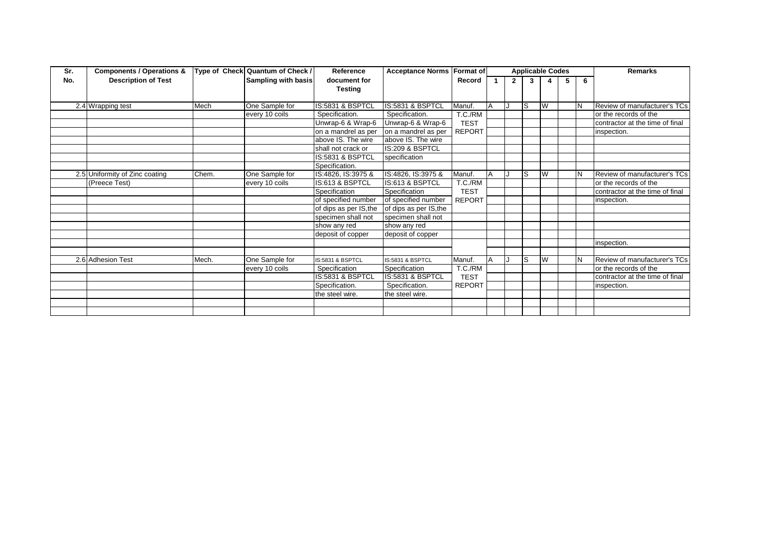| Sr. No. | Components / Operations & Description of Test | Type of Check | Quantum of Check / Sampling with basis | Reference document for Testing | Acceptance Norms | Format of Record | Applicable Codes | | | | | | Remarks |
|---|---|---|---|---|---|---|---|---|---|---|---|---|---|
| | | | | | | | 1 | 2 | 3 | 4 | 5 | 6 | |
| 2.4 | Wrapping test | Mech | One Sample for every 10 coils | IS:5831 & BSPTCL Specification. Unwrap-6 & Wrap-6 on a mandrel as per above IS. The wire shall not crack or IS:5831 & BSPTCL Specification. | IS:5831 & BSPTCL Specification. Unwrap-6 & Wrap-6 on a mandrel as per above IS. The wire IS:209 & BSPTCL specification | Manuf. T.C./RM TEST REPORT | A | J | S | W | | N | Review of manufacturer's TCs or the records of the contractor at the time of final inspection. |
| 2.5 | Uniformity of Zinc coating (Preece Test) | Chem. | One Sample for every 10 coils | IS:4826, IS:3975 & IS:613 & BSPTCL Specification of specified number of dips as per IS,the specimen shall not show any red deposit of copper | IS:4826, IS:3975 & IS:613 & BSPTCL Specification of specified number of dips as per IS,the specimen shall not show any red deposit of copper | Manuf. T.C./RM TEST REPORT | A | J | S | W | | N | Review of manufacturer's TCs or the records of the contractor at the time of final inspection. inspection. |
| 2.6 | Adhesion Test | Mech. | One Sample for every 10 coils | IS:5831 & BSPTCL Specification IS:5831 & BSPTCL Specification. the steel wire. | IS:5831 & BSPTCL Specification IS:5831 & BSPTCL Specification. the steel wire. | Manuf. T.C./RM TEST REPORT | A | J | S | W | | N | Review of manufacturer's TCs or the records of the contractor at the time of final inspection. |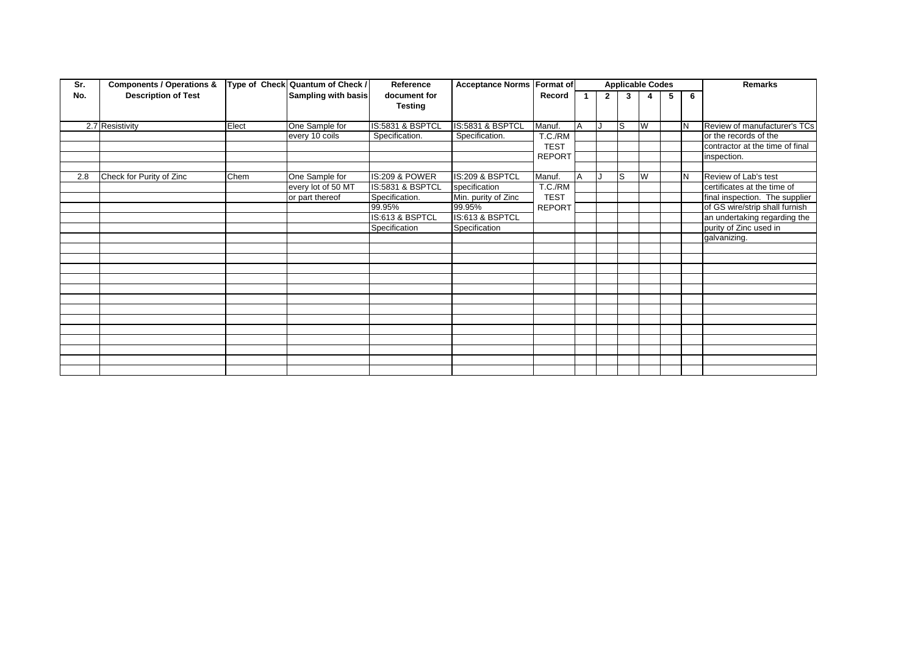| Sr. No. | Components / Operations & Description of Test | Type of Check | Quantum of Check / Sampling with basis | Reference document for Testing | Acceptance Norms | Format of Record | Applicable Codes | | | | | | Remarks |
|---|---|---|---|---|---|---|---|---|---|---|---|---|---|
| | | | | | | | 1 | 2 | 3 | 4 | 5 | 6 | |
| 2.7 | Resistivity | Elect | One Sample for every 10 coils | IS:5831 & BSPTCL Specification. | IS:5831 & BSPTCL Specification. | Manuf. T.C./RM TEST REPORT | A | J | S | W | | N | Review of manufacturer's TCs or the records of the contractor at the time of final inspection. |
| 2.8 | Check for Purity of Zinc | Chem | One Sample for every lot of 50 MT or part thereof | IS:209 & POWER IS:5831 & BSPTCL Specification. 99.95% IS:613 & BSPTCL Specification | IS:209 & BSPTCL specification Min. purity of Zinc 99.95% IS:613 & BSPTCL Specification | Manuf. T.C./RM TEST REPORT | A | J | S | W | | N | Review of Lab's test certificates at the time of final inspection. The supplier of GS wire/strip shall furnish an undertaking regarding the purity of Zinc used in galvanizing. |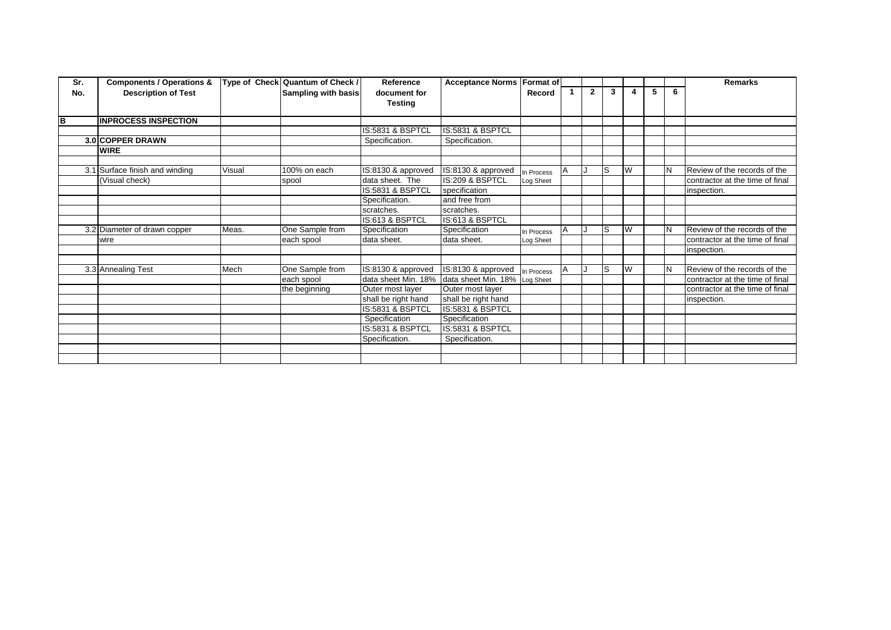| Sr. No. | Components / Operations & Description of Test | Type of Check | Quantum of Check / Sampling with basis | Reference document for Testing | Acceptance Norms | Format of Record | 1 | 2 | 3 | 4 | 5 | 6 | Remarks |
|---|---|---|---|---|---|---|---|---|---|---|---|---|---|
| **B** | **INPROCESS INSPECTION** | | | | | | | | | | | | |
| | | | | IS:5831 & BSPTCL | IS:5831 & BSPTCL | | | | | | | | |
| **3.0** | **COPPER DRAWN** | | | Specification. | Specification. | | | | | | | | |
| | **WIRE** | | | | | | | | | | | | |
| | | | | | | | | | | | | | |
| 3.1 | Surface finish and winding | Visual | 100% on each | IS:8130 & approved | IS:8130 & approved | In Process | A | J | S | W | | N | Review of the records of the |
| | (Visual check) | | spool | data sheet. The | IS:209 & BSPTCL | Log Sheet | | | | | | | contractor at the time of final |
| | | | | IS:5831 & BSPTCL | specification | | | | | | | | inspection. |
| | | | | Specification. | and free from | | | | | | | | |
| | | | | scratches. | scratches. | | | | | | | | |
| | | | | IS:613 & BSPTCL | IS:613 & BSPTCL | | | | | | | | |
| 3.2 | Diameter of drawn copper | Meas. | One Sample from | Specification | Specification | In Process | A | J | S | W | | N | Review of the records of the |
| | wire | | each spool | data sheet. | data sheet. | Log Sheet | | | | | | | contractor at the time of final |
| | | | | | | | | | | | | | inspection. |
| | | | | | | | | | | | | | |
| 3.3 | Annealing Test | Mech | One Sample from | IS:8130 & approved | IS:8130 & approved | In Process | A | J | S | W | | N | Review of the records of the |
| | | | each spool | data sheet Min. 18% | data sheet Min. 18% | Log Sheet | | | | | | | contractor at the time of final |
| | | | the beginning | Outer most layer | Outer most layer | | | | | | | | contractor at the time of final |
| | | | | shall be right hand | shall be right hand | | | | | | | | inspection. |
| | | | | IS:5831 & BSPTCL | IS:5831 & BSPTCL | | | | | | | | |
| | | | | Specification | Specification | | | | | | | | |
| | | | | IS:5831 & BSPTCL | IS:5831 & BSPTCL | | | | | | | | |
| | | | | Specification. | Specification. | | | | | | | | |
| | | | | | | | | | | | | | |
| | | | | | | | | | | | | | |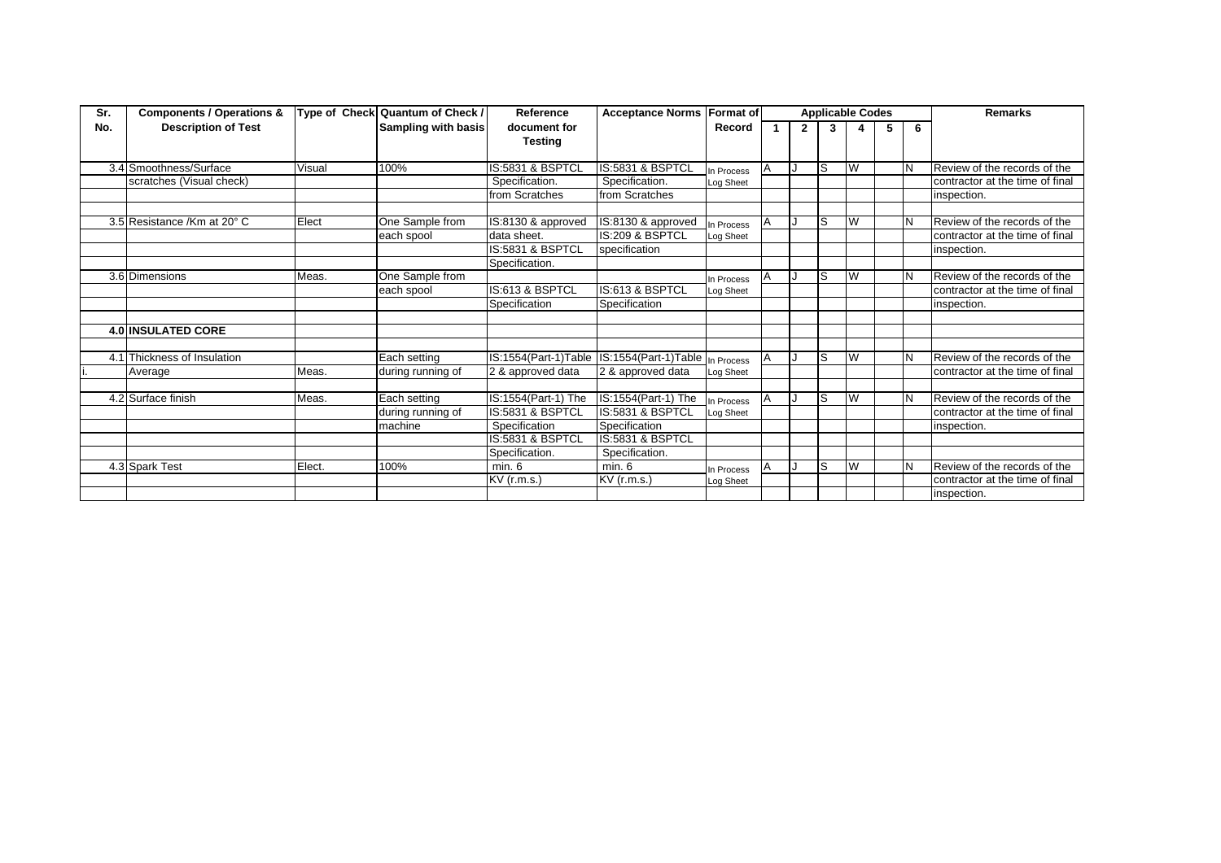| Sr. No. | Components / Operations & Description of Test | Type of Check | Quantum of Check / Sampling with basis | Reference document for Testing | Acceptance Norms | Format of Record | Applicable Codes 1 | 2 | 3 | 4 | 5 | 6 | Remarks |
|---|---|---|---|---|---|---|---|---|---|---|---|---|---|
| 3.4 | Smoothness/Surface | Visual | 100% | IS:5831 & BSPTCL | IS:5831 & BSPTCL | In Process | A | J | S | W | | N | Review of the records of the |
| | scratches (Visual check) | | | Specification. | Specification. | Log Sheet | | | | | | | contractor at the time of final |
| | | | | from Scratches | from Scratches | | | | | | | | inspection. |
| | | | | | | | | | | | | | |
| 3.5 | Resistance /Km at 20° C | Elect | One Sample from | IS:8130 & approved | IS:8130 & approved | In Process | A | J | S | W | | N | Review of the records of the |
| | | | each spool | data sheet. | IS:209 & BSPTCL | Log Sheet | | | | | | | contractor at the time of final |
| | | | | IS:5831 & BSPTCL | specification | | | | | | | | inspection. |
| | | | | Specification. | | | | | | | | | |
| 3.6 | Dimensions | Meas. | One Sample from | | | In Process | A | J | S | W | | N | Review of the records of the |
| | | | each spool | IS:613 & BSPTCL | IS:613 & BSPTCL | Log Sheet | | | | | | | contractor at the time of final |
| | | | | Specification | Specification | | | | | | | | inspection. |
| | | | | | | | | | | | | | |
| **4.0** | **INSULATED CORE** | | | | | | | | | | | | |
| | | | | | | | | | | | | | |
| 4.1 | Thickness of Insulation | | Each setting | IS:1554(Part-1)Table | IS:1554(Part-1)Table | In Process | A | J | S | W | | N | Review of the records of the |
| i. | Average | Meas. | during running of | 2 & approved data | 2 & approved data | Log Sheet | | | | | | | contractor at the time of final |
| | | | | | | | | | | | | | |
| 4.2 | Surface finish | Meas. | Each setting | IS:1554(Part-1) The | IS:1554(Part-1) The | In Process | A | J | S | W | | N | Review of the records of the |
| | | | during running of | IS:5831 & BSPTCL | IS:5831 & BSPTCL | Log Sheet | | | | | | | contractor at the time of final |
| | | | machine | Specification | Specification | | | | | | | | inspection. |
| | | | | IS:5831 & BSPTCL | IS:5831 & BSPTCL | | | | | | | | |
| | | | | Specification. | Specification. | | | | | | | | |
| 4.3 | Spark Test | Elect. | 100% | min. 6 | min. 6 | In Process | A | J | S | W | | N | Review of the records of the |
| | | | | KV (r.m.s.) | KV (r.m.s.) | Log Sheet | | | | | | | contractor at the time of final |
| | | | | | | | | | | | | | inspection. |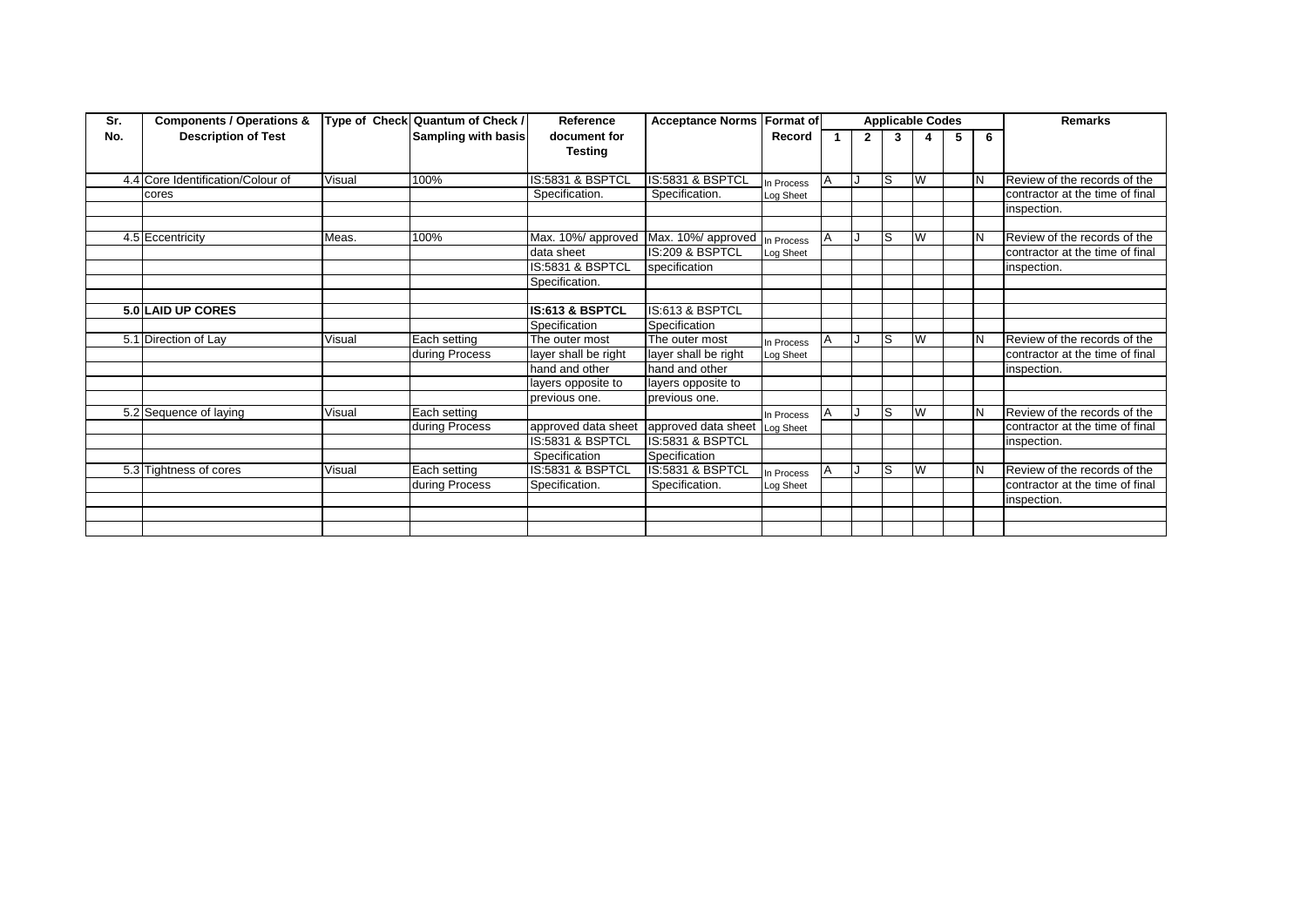| Sr. No. | Components / Operations & Description of Test | Type of Check | Quantum of Check / Sampling with basis | Reference document for Testing | Acceptance Norms | Format of Record | Applicable Codes | | | | | | Remarks |
|---|---|---|---|---|---|---|---|---|---|---|---|---|---|
| | | | | | | | 1 | 2 | 3 | 4 | 5 | 6 | |
| 4.4 | Core Identification/Colour of cores | Visual | 100% | IS:5831 & BSPTCL Specification. | IS:5831 & BSPTCL Specification. | In Process Log Sheet | A | J | S | W | | N | Review of the records of the contractor at the time of final inspection. |
| 4.5 | Eccentricity | Meas. | 100% | Max. 10%/ approved data sheet IS:5831 & BSPTCL Specification. | Max. 10%/ approved IS:209 & BSPTCL specification | In Process Log Sheet | A | J | S | W | | N | Review of the records of the contractor at the time of final inspection. |
| **5.0** | **LAID UP CORES** | | | **IS:613 & BSPTCL** Specification | IS:613 & BSPTCL Specification | | | | | | | | |
| 5.1 | Direction of Lay | Visual | Each setting during Process | The outer most layer shall be right hand and other layers opposite to previous one. | The outer most layer shall be right hand and other layers opposite to previous one. | In Process Log Sheet | A | J | S | W | | N | Review of the records of the contractor at the time of final inspection. |
| 5.2 | Sequence of laying | Visual | Each setting during Process | approved data sheet IS:5831 & BSPTCL Specification | approved data sheet IS:5831 & BSPTCL Specification | In Process Log Sheet | A | J | S | W | | N | Review of the records of the contractor at the time of final inspection. |
| 5.3 | Tightness of cores | Visual | Each setting during Process | IS:5831 & BSPTCL Specification. | IS:5831 & BSPTCL Specification. | In Process Log Sheet | A | J | S | W | | N | Review of the records of the contractor at the time of final inspection. |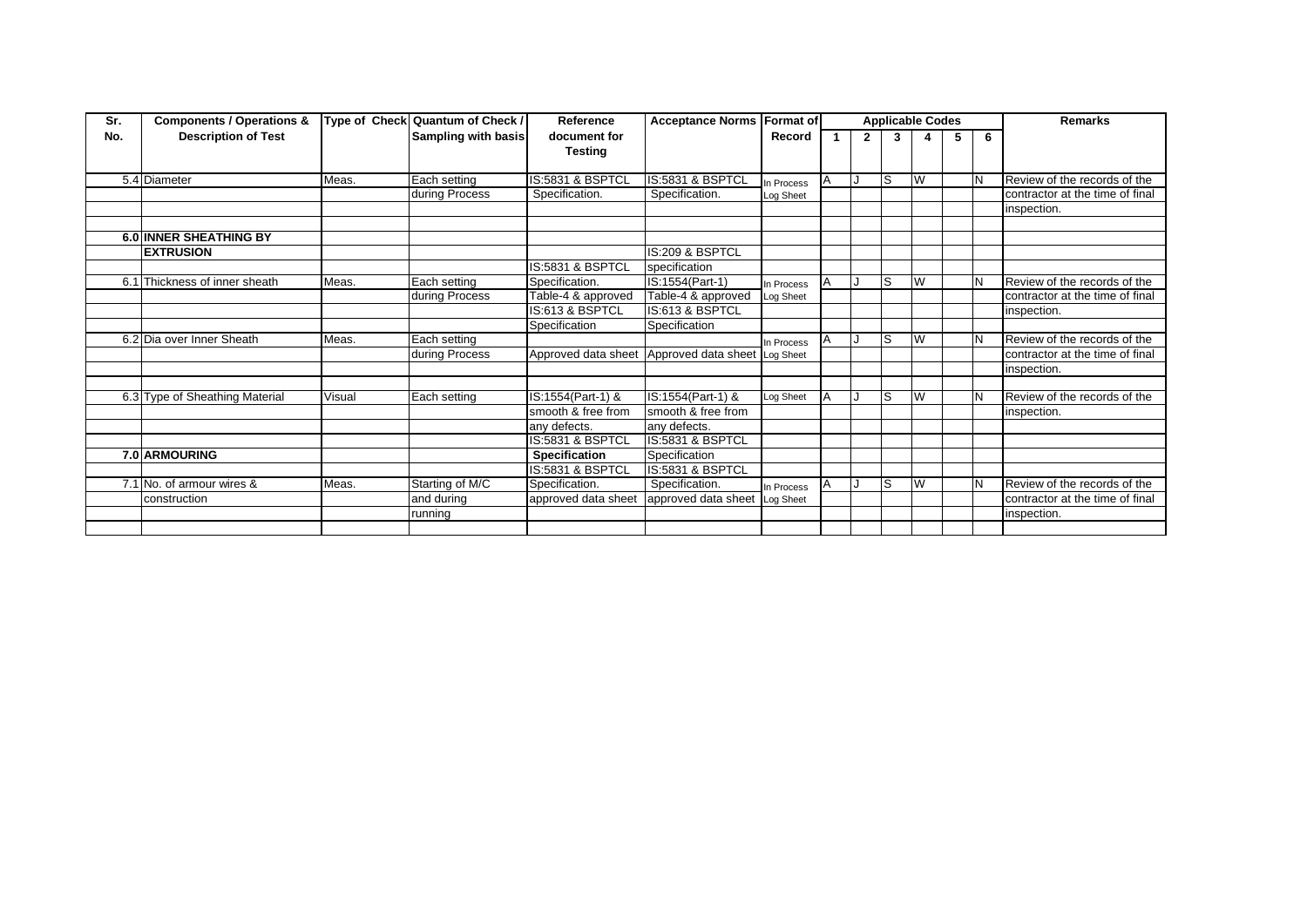| Sr. No. | Components / Operations & Description of Test | Type of Check | Quantum of Check / Sampling with basis | Reference document for Testing | Acceptance Norms | Format of Record | Applicable Codes | | | | | | Remarks |
|---|---|---|---|---|---|---|---|---|---|---|---|---|---|
| | | | | | | | 1 | 2 | 3 | 4 | 5 | 6 | |
| 5.4 | Diameter | Meas. | Each setting | IS:5831 & BSPTCL | IS:5831 & BSPTCL | In Process | A | J | S | W | | N | Review of the records of the |
| | | | during Process | Specification. | Specification. | Log Sheet | | | | | | | contractor at the time of final |
| | | | | | | | | | | | | | inspection. |
| | | | | | | | | | | | | | |
| 6.0 | **INNER SHEATHING BY** | | | | | | | | | | | | |
| | **EXTRUSION** | | | | IS:209 & BSPTCL | | | | | | | | |
| | | | | IS:5831 & BSPTCL | specification | | | | | | | | |
| 6.1 | Thickness of inner sheath | Meas. | Each setting | Specification. | IS:1554(Part-1) | In Process | A | J | S | W | | N | Review of the records of the |
| | | | during Process | Table-4 & approved | Table-4 & approved | Log Sheet | | | | | | | contractor at the time of final |
| | | | | IS:613 & BSPTCL | IS:613 & BSPTCL | | | | | | | | inspection. |
| | | | | Specification | Specification | | | | | | | | |
| 6.2 | Dia over Inner Sheath | Meas. | Each setting | | | In Process | A | J | S | W | | N | Review of the records of the |
| | | | during Process | Approved data sheet | Approved data sheet | Log Sheet | | | | | | | contractor at the time of final |
| | | | | | | | | | | | | | inspection. |
| | | | | | | | | | | | | | |
| 6.3 | Type of Sheathing Material | Visual | Each setting | IS:1554(Part-1) & | IS:1554(Part-1) & | Log Sheet | A | J | S | W | | N | Review of the records of the |
| | | | | smooth & free from | smooth & free from | | | | | | | | inspection. |
| | | | | any defects. | any defects. | | | | | | | | |
| | | | | IS:5831 & BSPTCL | IS:5831 & BSPTCL | | | | | | | | |
| 7.0 | **ARMOURING** | | | **Specification** | Specification | | | | | | | | |
| | | | | IS:5831 & BSPTCL | IS:5831 & BSPTCL | | | | | | | | |
| 7.1 | No. of armour wires & | Meas. | Starting of M/C | Specification. | Specification. | In Process | A | J | S | W | | N | Review of the records of the |
| | construction | | and during | approved data sheet | approved data sheet | Log Sheet | | | | | | | contractor at the time of final |
| | | | running | | | | | | | | | | inspection. |
| | | | | | | | | | | | | | |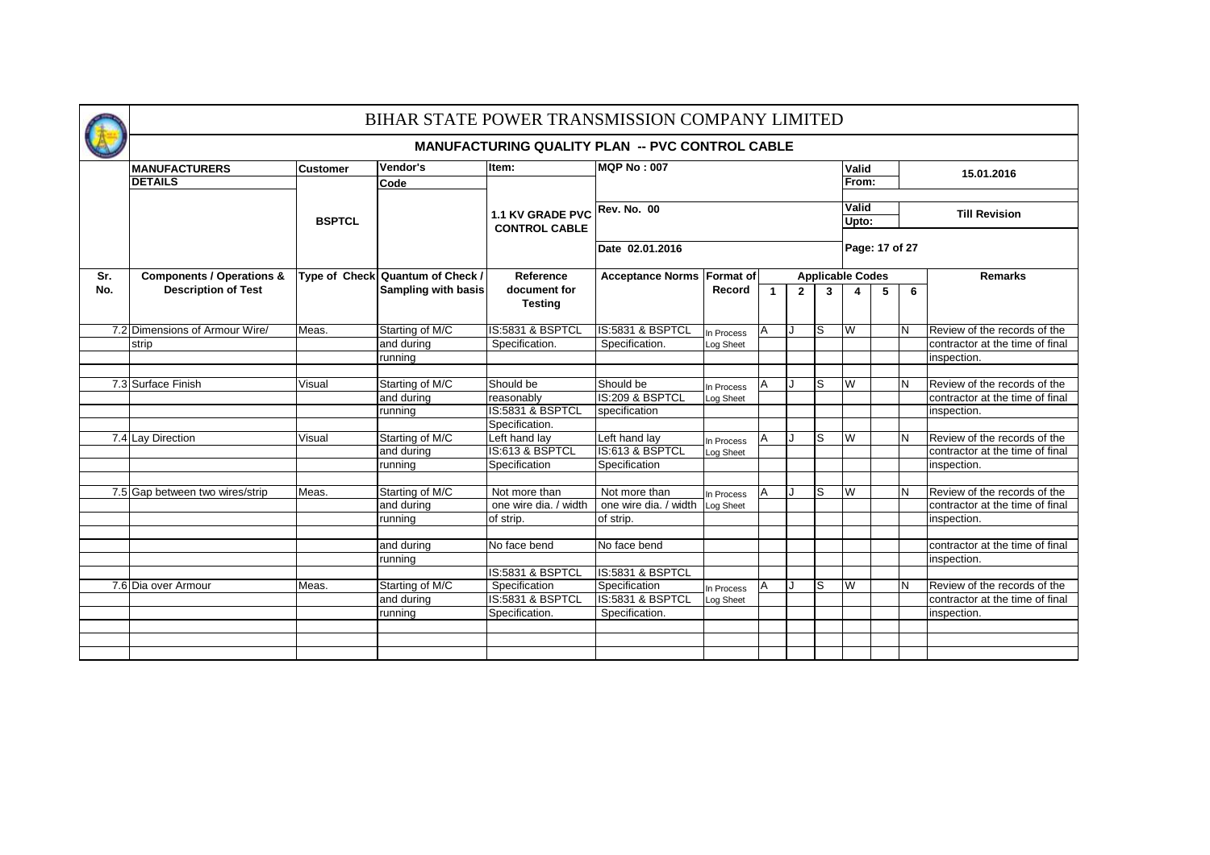# BIHAR STATE POWER TRANSMISSION COMPANY LIMITED

## MANUFACTURING QUALITY PLAN -- PVC CONTROL CABLE

| MANUFACTURERS DETAILS | Customer | Vendor's Code | Item: | MQP No : 007 | Valid From: | 15.01.2016 |
|---|---|---|---|---|---|---|
| | BSPTCL | | 1.1 KV GRADE PVC CONTROL CABLE | Rev. No. 00 | Valid Upto: | Till Revision |
| | | | | Date 02.01.2016 | Page: 17 of 27 | |

| Sr. No. | Components / Operations & Description of Test | Type of Check | Quantum of Check / Sampling with basis | Reference document for Testing | Acceptance Norms | Format of Record | Applicable Codes 1 | 2 | 3 | 4 | 5 | 6 | Remarks |
|---|---|---|---|---|---|---|---|---|---|---|---|---|---|
| 7.2 | Dimensions of Armour Wire/ strip | Meas. | Starting of M/C and during running | IS:5831 & BSPTCL Specification. | IS:5831 & BSPTCL Specification. | In Process Log Sheet | A | J | S | W | | N | Review of the records of the contractor at the time of final inspection. |
| 7.3 | Surface Finish | Visual | Starting of M/C and during running | Should be reasonably IS:5831 & BSPTCL Specification. | Should be IS:209 & BSPTCL specification | In Process Log Sheet | A | J | S | W | | N | Review of the records of the contractor at the time of final inspection. |
| 7.4 | Lay Direction | Visual | Starting of M/C and during running | Left hand lay IS:613 & BSPTCL Specification | Left hand lay IS:613 & BSPTCL Specification | In Process Log Sheet | A | J | S | W | | N | Review of the records of the contractor at the time of final inspection. |
| 7.5 | Gap between two wires/strip | Meas. | Starting of M/C and during running | Not more than one wire dia. / width of strip. | Not more than one wire dia. / width of strip. | In Process Log Sheet | A | J | S | W | | N | Review of the records of the contractor at the time of final inspection. |
| | | | and during running | No face bend | No face bend | | | | | | | | contractor at the time of final inspection. |
| 7.6 | Dia over Armour | Meas. | Starting of M/C and during running | IS:5831 & BSPTCL Specification IS:5831 & BSPTCL Specification. | IS:5831 & BSPTCL Specification IS:5831 & BSPTCL Specification. | In Process Log Sheet | A | J | S | W | | N | Review of the records of the contractor at the time of final inspection. |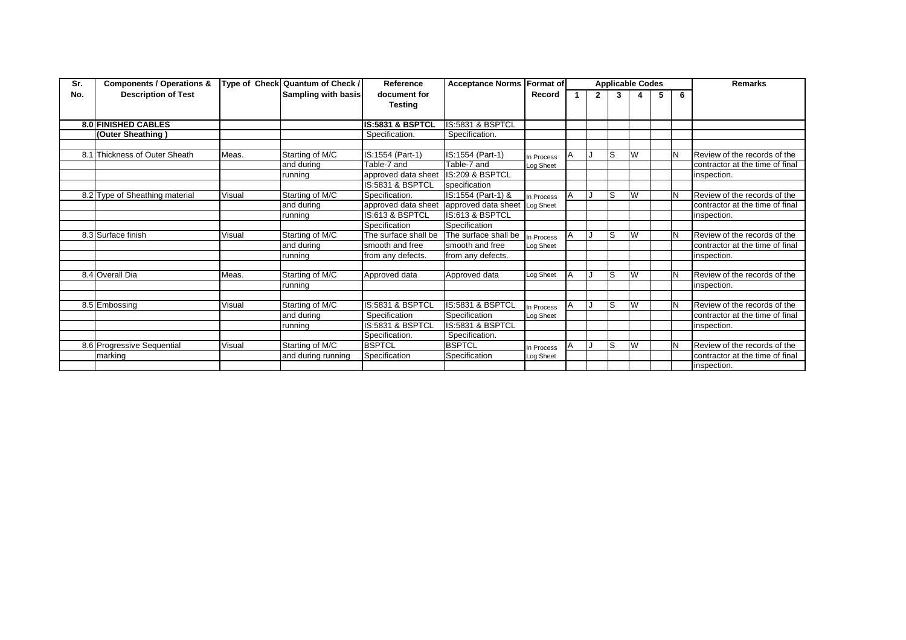| Sr. No. | Components / Operations & Description of Test | Type of Check | Quantum of Check / Sampling with basis | Reference document for Testing | Acceptance Norms | Format of Record | Applicable Codes | | | | | | Remarks |
|---|---|---|---|---|---|---|---|---|---|---|---|---|---|
| | | | | | | | 1 | 2 | 3 | 4 | 5 | 6 | |
| **8.0** | **FINISHED CABLES** | | | **IS:5831 & BSPTCL** | IS:5831 & BSPTCL | | | | | | | | |
| | **(Outer Sheathing )** | | | Specification. | Specification. | | | | | | | | |
| 8.1 | Thickness of Outer Sheath | Meas. | Starting of M/C and during running | IS:1554 (Part-1) Table-7 and approved data sheet IS:5831 & BSPTCL | IS:1554 (Part-1) Table-7 and IS:209 & BSPTCL specification | In Process Log Sheet | A | J | S | W | | N | Review of the records of the contractor at the time of final inspection. |
| 8.2 | Type of Sheathing material | Visual | Starting of M/C and during running | Specification. approved data sheet IS:613 & BSPTCL Specification | IS:1554 (Part-1) & approved data sheet IS:613 & BSPTCL Specification | In Process Log Sheet | A | J | S | W | | N | Review of the records of the contractor at the time of final inspection. |
| 8.3 | Surface finish | Visual | Starting of M/C and during running | The surface shall be smooth and free from any defects. | The surface shall be smooth and free from any defects. | In Process Log Sheet | A | J | S | W | | N | Review of the records of the contractor at the time of final inspection. |
| 8.4 | Overall Dia | Meas. | Starting of M/C running | Approved data | Approved data | Log Sheet | A | J | S | W | | N | Review of the records of the inspection. |
| 8.5 | Embossing | Visual | Starting of M/C and during running | IS:5831 & BSPTCL Specification IS:5831 & BSPTCL Specification. | IS:5831 & BSPTCL Specification IS:5831 & BSPTCL Specification. | In Process Log Sheet | A | J | S | W | | N | Review of the records of the contractor at the time of final inspection. |
| 8.6 | Progressive Sequential marking | Visual | Starting of M/C and during running | BSPTCL Specification | BSPTCL Specification | In Process Log Sheet | A | J | S | W | | N | Review of the records of the contractor at the time of final inspection. |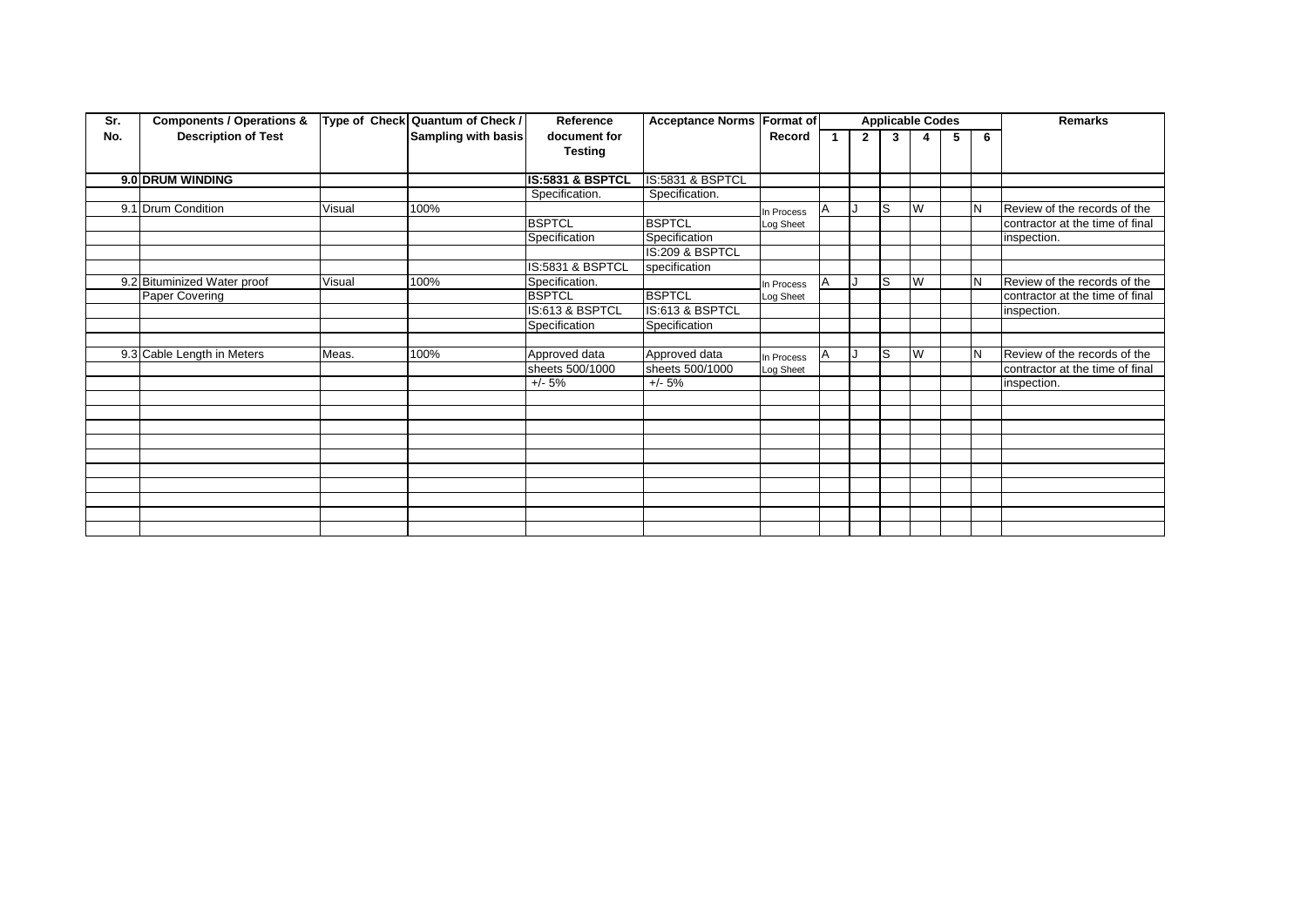| Sr. No. | Components / Operations & Description of Test | Type of Check | Quantum of Check / Sampling with basis | Reference document for Testing | Acceptance Norms | Format of Record | Applicable Codes | | | | | | Remarks |
|---|---|---|---|---|---|---|---|---|---|---|---|---|---|
| | | | | | | | 1 | 2 | 3 | 4 | 5 | 6 | |
| **9.0** | **DRUM WINDING** | | | **IS:5831 & BSPTCL** | IS:5831 & BSPTCL | | | | | | | | |
| | | | | Specification. | Specification. | | | | | | | | |
| 9.1 | Drum Condition | Visual | 100% | | | In Process | A | J | S | W | | N | Review of the records of the |
| | | | | BSPTCL | BSPTCL | Log Sheet | | | | | | | contractor at the time of final |
| | | | | Specification | Specification | | | | | | | | inspection. |
| | | | | | IS:209 & BSPTCL | | | | | | | | |
| | | | | IS:5831 & BSPTCL | specification | | | | | | | | |
| 9.2 | Bituminized Water proof | Visual | 100% | Specification. | | In Process | A | J | S | W | | N | Review of the records of the |
| | Paper Covering | | | BSPTCL | BSPTCL | Log Sheet | | | | | | | contractor at the time of final |
| | | | | IS:613 & BSPTCL | IS:613 & BSPTCL | | | | | | | | inspection. |
| | | | | Specification | Specification | | | | | | | | |
| 9.3 | Cable Length in Meters | Meas. | 100% | Approved data | Approved data | In Process | A | J | S | W | | N | Review of the records of the |
| | | | | sheets 500/1000 | sheets 500/1000 | Log Sheet | | | | | | | contractor at the time of final |
| | | | | +/- 5% | +/- 5% | | | | | | | | inspection. |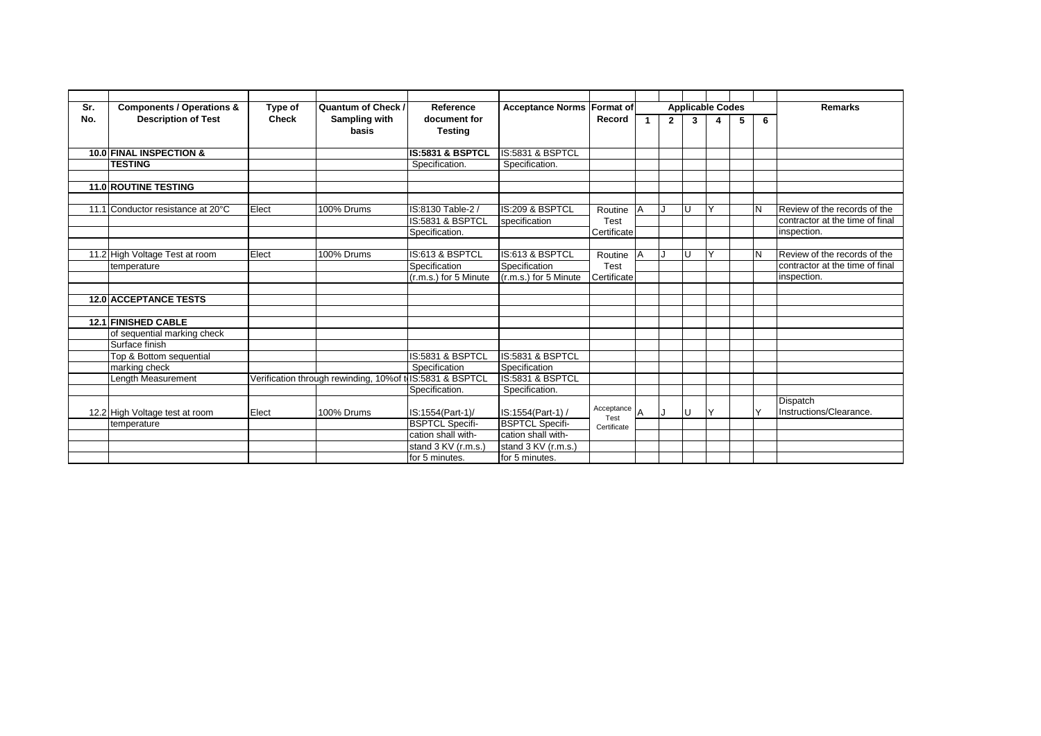| Sr. No. | Components / Operations & Description of Test | Type of Check | Quantum of Check / Sampling with basis | Reference document for Testing | Acceptance Norms | Format of Record | Applicable Codes | | | | | | Remarks |
|---|---|---|---|---|---|---|---|---|---|---|---|---|---|
| | | | | | | | 1 | 2 | 3 | 4 | 5 | 6 | |
| 10.0 | **FINAL INSPECTION &** | | | **IS:5831 & BSPTCL** | IS:5831 & BSPTCL | | | | | | | | |
| | **TESTING** | | | Specification. | Specification. | | | | | | | | |
| | | | | | | | | | | | | | |
| 11.0 | **ROUTINE TESTING** | | | | | | | | | | | | |
| | | | | | | | | | | | | | |
| 11.1 | Conductor resistance at 20°C | Elect | 100% Drums | IS:8130 Table-2 / | IS:209 & BSPTCL | Routine | A | J | U | Y | | N | Review of the records of the |
| | | | | IS:5831 & BSPTCL | specification | Test | | | | | | | contractor at the time of final |
| | | | | Specification. | | Certificate | | | | | | | inspection. |
| | | | | | | | | | | | | | |
| 11.2 | High Voltage Test at room | Elect | 100% Drums | IS:613 & BSPTCL | IS:613 & BSPTCL | Routine | A | J | U | Y | | N | Review of the records of the |
| | temperature | | | Specification | Specification | Test | | | | | | | contractor at the time of final |
| | | | | (r.m.s.) for 5 Minute | (r.m.s.) for 5 Minute | Certificate | | | | | | | inspection. |
| | | | | | | | | | | | | | |
| 12.0 | **ACCEPTANCE TESTS** | | | | | | | | | | | | |
| | | | | | | | | | | | | | |
| 12.1 | **FINISHED CABLE** | | | | | | | | | | | | |
| | of sequential marking check | | | | | | | | | | | | |
| | Surface finish | | | | | | | | | | | | |
| | Top & Bottom sequential | | | IS:5831 & BSPTCL | IS:5831 & BSPTCL | | | | | | | | |
| | marking check | | | Specification | Specification | | | | | | | | |
| | Length Measurement | Verification through rewinding, 10%of t | | IS:5831 & BSPTCL | IS:5831 & BSPTCL | | | | | | | | |
| | | | | Specification. | Specification. | | | | | | | | |
| 12.2 | High Voltage test at room | Elect | 100% Drums | IS:1554(Part-1)/ | IS:1554(Part-1) / | Acceptance Test Certificate | A | J | U | Y | | Y | Dispatch Instructions/Clearance. |
| | temperature | | | BSPTCL Specifi- | BSPTCL Specifi- | | | | | | | | |
| | | | | cation shall with- | cation shall with- | | | | | | | | |
| | | | | stand 3 KV (r.m.s.) | stand 3 KV (r.m.s.) | | | | | | | | |
| | | | | for 5 minutes. | for 5 minutes. | | | | | | | | |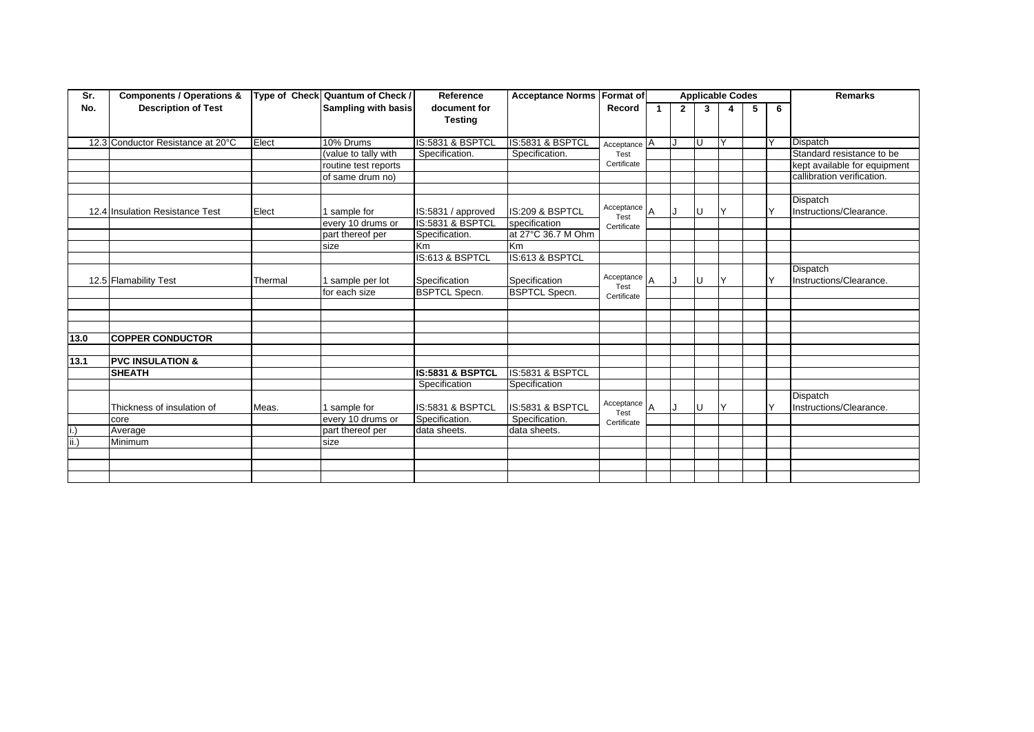| Sr. No. | Components / Operations & Description of Test | Type of Check | Quantum of Check / Sampling with basis | Reference document for Testing | Acceptance Norms | Format of Record | Applicable Codes 1 | 2 | 3 | 4 | 5 | 6 | Remarks |
|---|---|---|---|---|---|---|---|---|---|---|---|---|---|
| 12.3 | Conductor Resistance at 20°C | Elect | 10% Drums | IS:5831 & BSPTCL | IS:5831 & BSPTCL | Acceptance Test Certificate | A | J | U | Y | | Y | Dispatch |
| | | | (value to tally with | Specification. | Specification. | | | | | | | | Standard resistance to be |
| | | | routine test reports | | | | | | | | | | kept available for equipment |
| | | | of same drum no) | | | | | | | | | | callibration verification. |
| | | | | | | | | | | | | | |
| 12.4 | Insulation Resistance Test | Elect | 1 sample for | IS:5831 / approved | IS:209 & BSPTCL | Acceptance Test Certificate | A | J | U | Y | | Y | Dispatch Instructions/Clearance. |
| | | | every 10 drums or | IS:5831 & BSPTCL | specification | | | | | | | | |
| | | | part thereof per | Specification. | at 27°C 36.7 M Ohm | | | | | | | | |
| | | | size | Km | Km | | | | | | | | |
| | | | | IS:613 & BSPTCL | IS:613 & BSPTCL | | | | | | | | |
| 12.5 | Flamability Test | Thermal | 1 sample per lot | Specification | Specification | Acceptance Test Certificate | A | J | U | Y | | Y | Dispatch Instructions/Clearance. |
| | | | for each size | BSPTCL Specn. | BSPTCL Specn. | | | | | | | | |
| | | | | | | | | | | | | | |
| | | | | | | | | | | | | | |
| | | | | | | | | | | | | | |
| **13.0** | **COPPER CONDUCTOR** | | | | | | | | | | | | |
| | | | | | | | | | | | | | |
| **13.1** | **PVC INSULATION &** | | | | | | | | | | | | |
| | **SHEATH** | | | **IS:5831 & BSPTCL** | IS:5831 & BSPTCL | | | | | | | | |
| | | | | Specification | Specification | | | | | | | | |
| | Thickness of insulation of | Meas. | 1 sample for | IS:5831 & BSPTCL | IS:5831 & BSPTCL | Acceptance Test Certificate | A | J | U | Y | | Y | Dispatch Instructions/Clearance. |
| | core | | every 10 drums or | Specification. | Specification. | | | | | | | | |
| i.) | Average | | part thereof per | data sheets. | data sheets. | | | | | | | | |
| ii.) | Minimum | | size | | | | | | | | | | |
| | | | | | | | | | | | | | |
| | | | | | | | | | | | | | |
| | | | | | | | | | | | | | |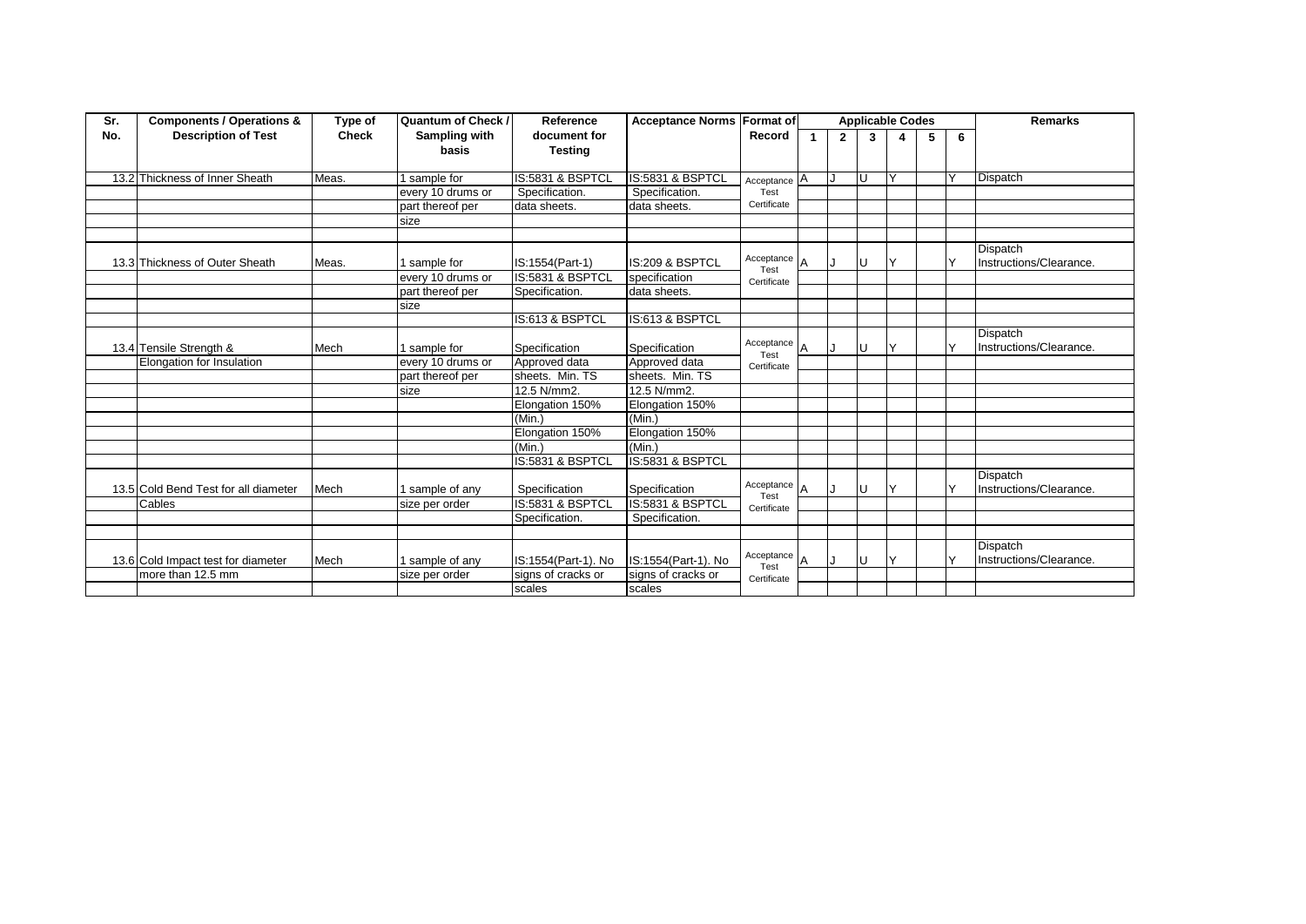| Sr. No. | Components / Operations & Description of Test | Type of Check | Quantum of Check / Sampling with basis | Reference document for Testing | Acceptance Norms | Format of Record | Applicable Codes | | | | | | Remarks |
|---|---|---|---|---|---|---|---|---|---|---|---|---|---|
| | | | | | | | 1 | 2 | 3 | 4 | 5 | 6 | |
| 13.2 | Thickness of Inner Sheath | Meas. | 1 sample for | IS:5831 & BSPTCL | IS:5831 & BSPTCL | Acceptance Test Certificate | A | J | U | Y | | Y | Dispatch |
| | | | every 10 drums or | Specification. | Specification. | | | | | | | | |
| | | | part thereof per | data sheets. | data sheets. | | | | | | | | |
| | | | size | | | | | | | | | | |
| | | | | | | | | | | | | | |
| 13.3 | Thickness of Outer Sheath | Meas. | 1 sample for | IS:1554(Part-1) | IS:209 & BSPTCL | Acceptance Test Certificate | A | J | U | Y | | Y | Dispatch Instructions/Clearance. |
| | | | every 10 drums or | IS:5831 & BSPTCL | specification | | | | | | | | |
| | | | part thereof per | Specification. | data sheets. | | | | | | | | |
| | | | size | | | | | | | | | | |
| | | | | IS:613 & BSPTCL | IS:613 & BSPTCL | | | | | | | | |
| 13.4 | Tensile Strength & | Mech | 1 sample for | Specification | Specification | Acceptance Test Certificate | A | J | U | Y | | Y | Dispatch Instructions/Clearance. |
| | Elongation for Insulation | | every 10 drums or | Approved data | Approved data | | | | | | | | |
| | | | part thereof per | sheets. Min. TS | sheets. Min. TS | | | | | | | | |
| | | | size | 12.5 N/mm2. | 12.5 N/mm2. | | | | | | | | |
| | | | | Elongation 150% | Elongation 150% | | | | | | | | |
| | | | | (Min.) | (Min.) | | | | | | | | |
| | | | | Elongation 150% | Elongation 150% | | | | | | | | |
| | | | | (Min.) | (Min.) | | | | | | | | |
| | | | | IS:5831 & BSPTCL | IS:5831 & BSPTCL | | | | | | | | |
| 13.5 | Cold Bend Test for all diameter | Mech | 1 sample of any | Specification | Specification | Acceptance Test Certificate | A | J | U | Y | | Y | Dispatch Instructions/Clearance. |
| | Cables | | size per order | IS:5831 & BSPTCL | IS:5831 & BSPTCL | | | | | | | | |
| | | | | Specification. | Specification. | | | | | | | | |
| | | | | | | | | | | | | | |
| 13.6 | Cold Impact test for diameter | Mech | 1 sample of any | IS:1554(Part-1). No | IS:1554(Part-1). No | Acceptance Test Certificate | A | J | U | Y | | Y | Dispatch Instructions/Clearance. |
| | more than 12.5 mm | | size per order | signs of cracks or | signs of cracks or | | | | | | | | |
| | | | | scales | scales | | | | | | | | |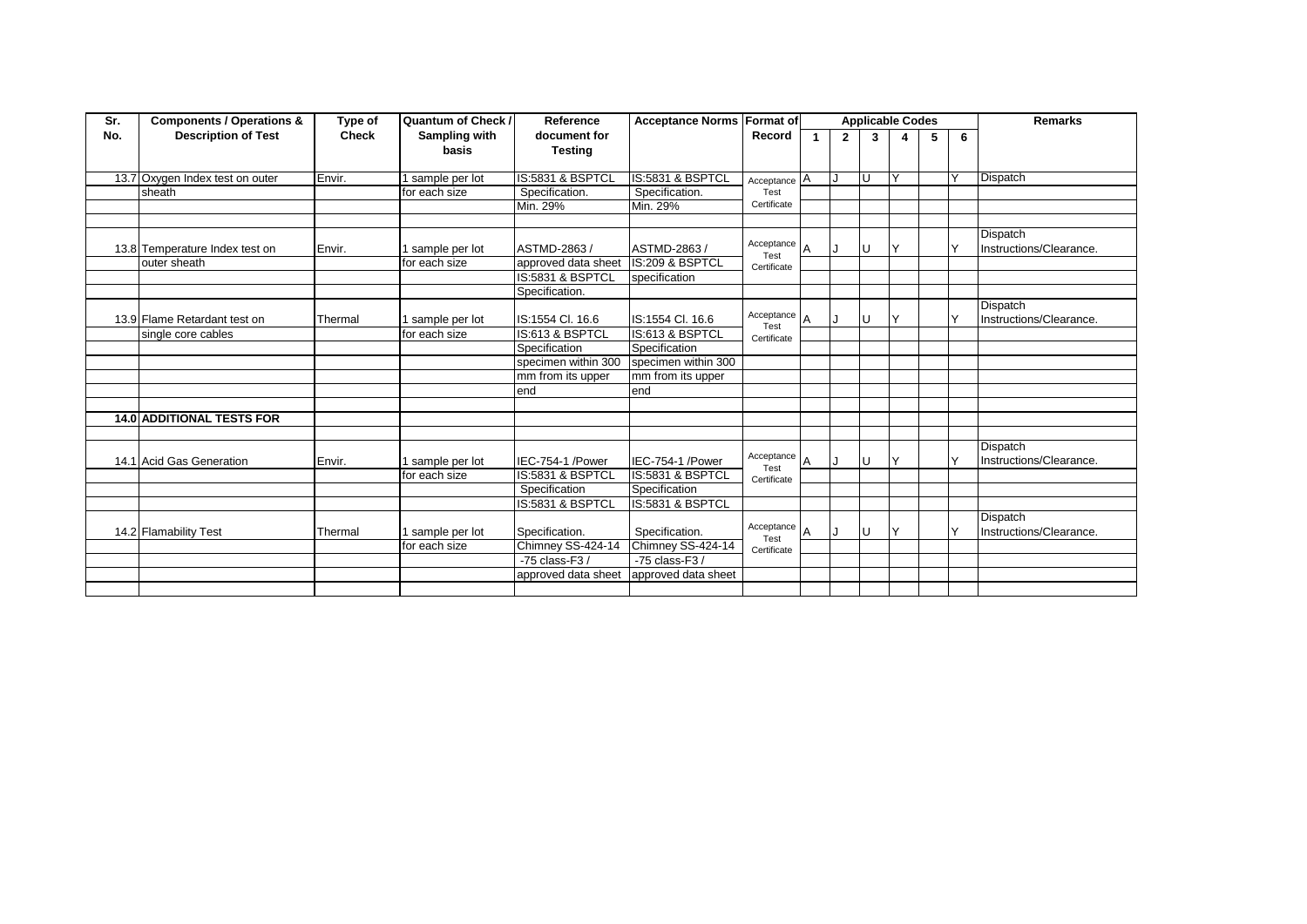| Sr. No. | Components / Operations & Description of Test | Type of Check | Quantum of Check / Sampling with basis | Reference document for Testing | Acceptance Norms | Format of Record | Applicable Codes 1 | 2 | 3 | 4 | 5 | 6 | Remarks |
|---|---|---|---|---|---|---|---|---|---|---|---|---|---|
| 13.7 | Oxygen Index test on outer sheath | Envir. | 1 sample per lot for each size | IS:5831 & BSPTCL Specification. Min. 29% | IS:5831 & BSPTCL Specification. Min. 29% | Acceptance Test Certificate | A | J | U | Y | | Y | Dispatch |
| 13.8 | Temperature Index test on outer sheath | Envir. | 1 sample per lot for each size | ASTMD-2863 / approved data sheet IS:5831 & BSPTCL Specification. | ASTMD-2863 / IS:209 & BSPTCL specification | Acceptance Test Certificate | A | J | U | Y | | Y | Dispatch Instructions/Clearance. |
| 13.9 | Flame Retardant test on single core cables | Thermal | 1 sample per lot for each size | IS:1554 Cl. 16.6 IS:613 & BSPTCL Specification specimen within 300 mm from its upper end | IS:1554 Cl. 16.6 IS:613 & BSPTCL Specification specimen within 300 mm from its upper end | Acceptance Test Certificate | A | J | U | Y | | Y | Dispatch Instructions/Clearance. |
| **14.0** | **ADDITIONAL TESTS FOR** | | | | | | | | | | | | |
| 14.1 | Acid Gas Generation | Envir. | 1 sample per lot for each size | IEC-754-1 /Power IS:5831 & BSPTCL Specification | IEC-754-1 /Power IS:5831 & BSPTCL Specification | Acceptance Test Certificate | A | J | U | Y | | Y | Dispatch Instructions/Clearance. |
| 14.2 | Flamability Test | Thermal | 1 sample per lot for each size | IS:5831 & BSPTCL Specification. Chimney SS-424-14 -75 class-F3 / approved data sheet | IS:5831 & BSPTCL Specification. Chimney SS-424-14 -75 class-F3 / approved data sheet | Acceptance Test Certificate | A | J | U | Y | | Y | Dispatch Instructions/Clearance. |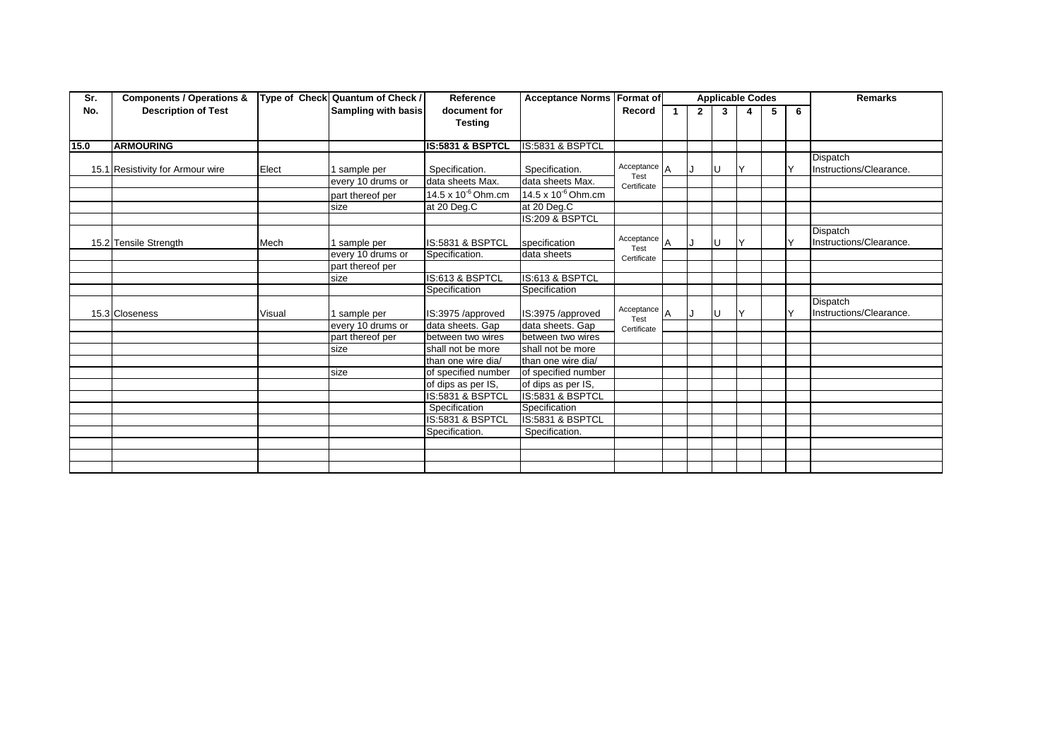| Sr. No. | Components / Operations & Description of Test | Type of Check | Quantum of Check / Sampling with basis | Reference document for Testing | Acceptance Norms | Format of Record | Applicable Codes 1 | 2 | 3 | 4 | 5 | 6 | Remarks |
|---|---|---|---|---|---|---|---|---|---|---|---|---|---|
| **15.0** | **ARMOURING** | | | **IS:5831 & BSPTCL** | IS:5831 & BSPTCL | | | | | | | | |
| 15.1 | Resistivity for Armour wire | Elect | 1 sample per | Specification. | Specification. | Acceptance Test Certificate | A | J | U | Y | | Y | Dispatch Instructions/Clearance. |
| | | | every 10 drums or | data sheets Max. | data sheets Max. | | | | | | | | |
| | | | part thereof per | $14.5 \times 10^{-6}$ Ohm.cm | $14.5 \times 10^{-6}$ Ohm.cm | | | | | | | | |
| | | | size | at 20 Deg.C | at 20 Deg.C | | | | | | | | |
| | | | | | IS:209 & BSPTCL | | | | | | | | |
| 15.2 | Tensile Strength | Mech | 1 sample per | IS:5831 & BSPTCL | specification | Acceptance Test Certificate | A | J | U | Y | | Y | Dispatch Instructions/Clearance. |
| | | | every 10 drums or | Specification. | data sheets | | | | | | | | |
| | | | part thereof per | | | | | | | | | | |
| | | | size | IS:613 & BSPTCL | IS:613 & BSPTCL | | | | | | | | |
| | | | | Specification | Specification | | | | | | | | |
| 15.3 | Closeness | Visual | 1 sample per | IS:3975 /approved | IS:3975 /approved | Acceptance Test Certificate | A | J | U | Y | | Y | Dispatch Instructions/Clearance. |
| | | | every 10 drums or | data sheets. Gap | data sheets. Gap | | | | | | | | |
| | | | part thereof per | between two wires | between two wires | | | | | | | | |
| | | | size | shall not be more | shall not be more | | | | | | | | |
| | | | | than one wire dia/ | than one wire dia/ | | | | | | | | |
| | | | size | of specified number | of specified number | | | | | | | | |
| | | | | of dips as per IS, | of dips as per IS, | | | | | | | | |
| | | | | IS:5831 & BSPTCL | IS:5831 & BSPTCL | | | | | | | | |
| | | | | Specification | Specification | | | | | | | | |
| | | | | IS:5831 & BSPTCL | IS:5831 & BSPTCL | | | | | | | | |
| | | | | Specification. | Specification. | | | | | | | | |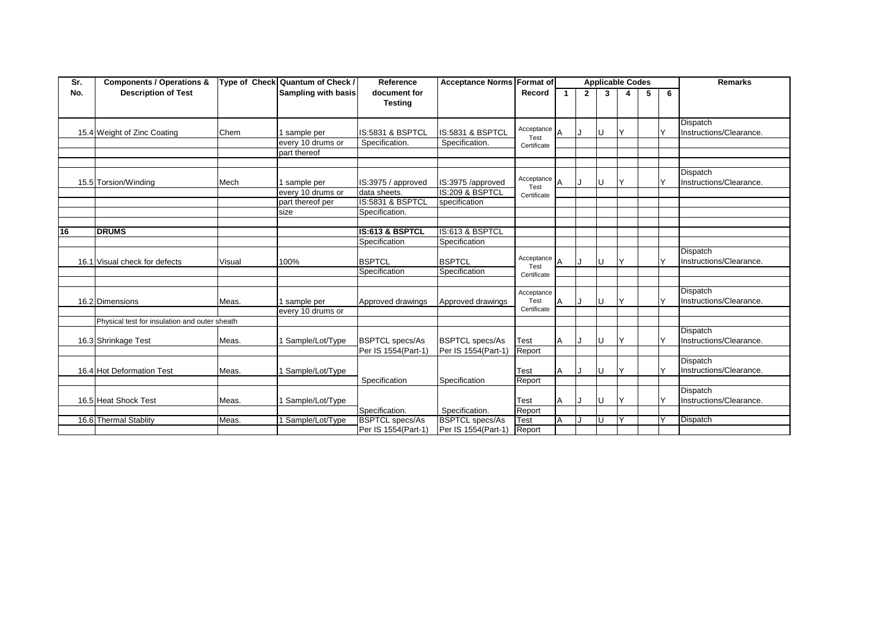| Sr. No. | Components / Operations & Description of Test | Type of Check | Quantum of Check / Sampling with basis | Reference document for Testing | Acceptance Norms | Format of Record | Applicable Codes | | | | | | Remarks |
|---|---|---|---|---|---|---|---|---|---|---|---|---|---|
| | | | | | | | 1 | 2 | 3 | 4 | 5 | 6 | |
| 15.4 | Weight of Zinc Coating | Chem | 1 sample per | IS:5831 & BSPTCL | IS:5831 & BSPTCL | Acceptance Test Certificate | A | J | U | Y | | Y | Dispatch Instructions/Clearance. |
| | | | every 10 drums or | Specification. | Specification. | | | | | | | | |
| | | | part thereof | | | | | | | | | | |
| 15.5 | Torsion/Winding | Mech | 1 sample per | IS:3975 / approved | IS:3975 /approved | Acceptance Test Certificate | A | J | U | Y | | Y | Dispatch Instructions/Clearance. |
| | | | every 10 drums or | data sheets. | IS:209 & BSPTCL | | | | | | | | |
| | | | part thereof per | IS:5831 & BSPTCL | specification | | | | | | | | |
| | | | size | Specification. | | | | | | | | | |
| **16** | **DRUMS** | | | **IS:613 & BSPTCL** | IS:613 & BSPTCL | | | | | | | | |
| | | | | Specification | Specification | | | | | | | | |
| 16.1 | Visual check for defects | Visual | 100% | BSPTCL | BSPTCL | Acceptance Test Certificate | A | J | U | Y | | Y | Dispatch Instructions/Clearance. |
| | | | | Specification | Specification | | | | | | | | |
| 16.2 | Dimensions | Meas. | 1 sample per | Approved drawings | Approved drawings | Acceptance Test Certificate | A | J | U | Y | | Y | Dispatch Instructions/Clearance. |
| | | | every 10 drums or | | | | | | | | | | |
| | Physical test for insulation and outer sheath | | | | | | | | | | | | |
| 16.3 | Shrinkage Test | Meas. | 1 Sample/Lot/Type | BSPTCL specs/As | BSPTCL specs/As | Test | A | J | U | Y | | Y | Dispatch Instructions/Clearance. |
| | | | | Per IS 1554(Part-1) | Per IS 1554(Part-1) | Report | | | | | | | |
| 16.4 | Hot Deformation Test | Meas. | 1 Sample/Lot/Type | | | Test | A | J | U | Y | | Y | Dispatch Instructions/Clearance. |
| | | | | Specification | Specification | Report | | | | | | | |
| 16.5 | Heat Shock Test | Meas. | 1 Sample/Lot/Type | | | Test | A | J | U | Y | | Y | Dispatch Instructions/Clearance. |
| | | | | Specification. | Specification. | Report | | | | | | | |
| 16.6 | Thermal Stablity | Meas. | 1 Sample/Lot/Type | BSPTCL specs/As | BSPTCL specs/As | Test | A | J | U | Y | | Y | Dispatch |
| | | | | Per IS 1554(Part-1) | Per IS 1554(Part-1) | Report | | | | | | | |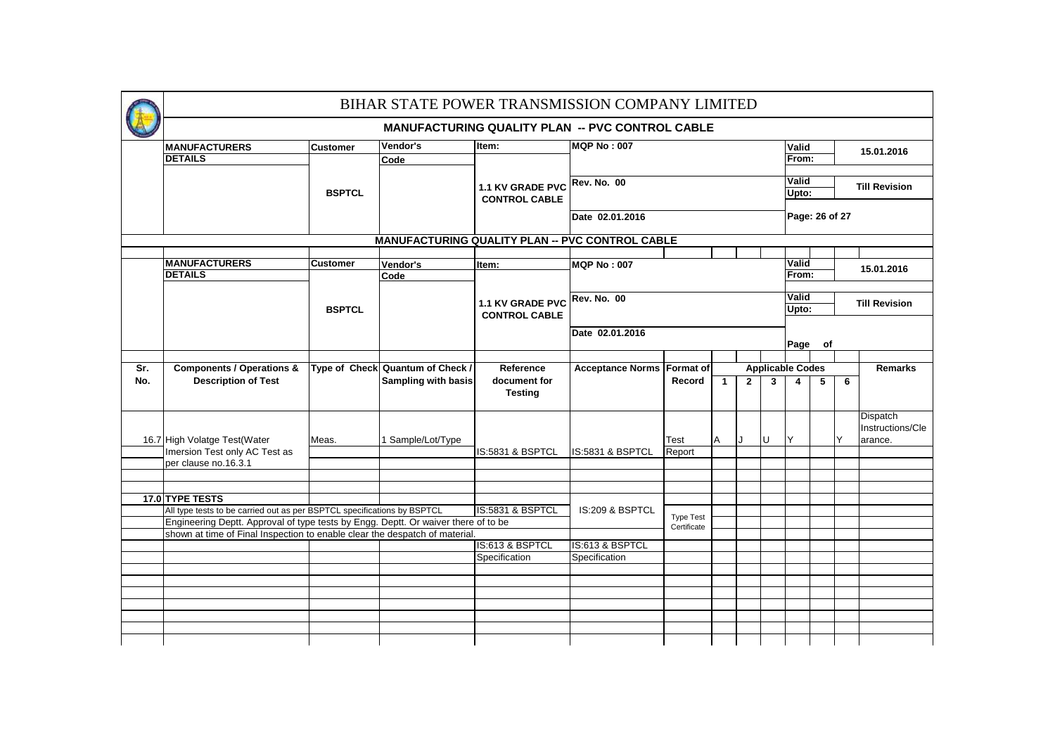# BIHAR STATE POWER TRANSMISSION COMPANY LIMITED

## MANUFACTURING QUALITY PLAN -- PVC CONTROL CABLE

| MANUFACTURERS DETAILS | Customer | Vendor's Code | Item: | MQP No : 007 | Valid From: | 15.01.2016 |
|---|---|---|---|---|---|---|
| | BSPTCL | | 1.1 KV GRADE PVC CONTROL CABLE | Rev. No. 00 | Valid Upto: | Till Revision |
| | | | | Date 02.01.2016 | Page: 26 of 27 | |

## MANUFACTURING QUALITY PLAN -- PVC CONTROL CABLE

| MANUFACTURERS DETAILS | Customer | Vendor's Code | Item: | MQP No : 007 | Valid From: | 15.01.2016 |
|---|---|---|---|---|---|---|
| | BSPTCL | | 1.1 KV GRADE PVC CONTROL CABLE | Rev. No. 00 | Valid Upto: | Till Revision |
| | | | | Date 02.01.2016 | Page of | |

| Sr. No. | Components / Operations & Description of Test | Type of Check | Quantum of Check / Sampling with basis | Reference document for Testing | Acceptance Norms | Format of Record | Applicable Codes 1 | 2 | 3 | 4 | 5 | 6 | Remarks |
|---|---|---|---|---|---|---|---|---|---|---|---|---|---|
| 16.7 | High Volatge Test(Water Imersion Test only AC Test as per clause no.16.3.1 | Meas. | 1 Sample/Lot/Type | IS:5831 & BSPTCL | IS:5831 & BSPTCL | Test Report | A | J | U | Y | | Y | Dispatch Instructions/Clearance. |
| 17.0 | **TYPE TESTS** | | | | | | | | | | | | |
| | All type tests to be carried out as per BSPTCL specifications by BSPTCL Engineering Deptt. Approval of type tests by Engg. Deptt. Or waiver there of to be shown at time of Final Inspection to enable clear the despatch of material. | | | IS:5831 & BSPTCL | IS:209 & BSPTCL | Type Test Certificate | | | | | | | |
| | | | | IS:613 & BSPTCL Specification | IS:613 & BSPTCL Specification | | | | | | | | |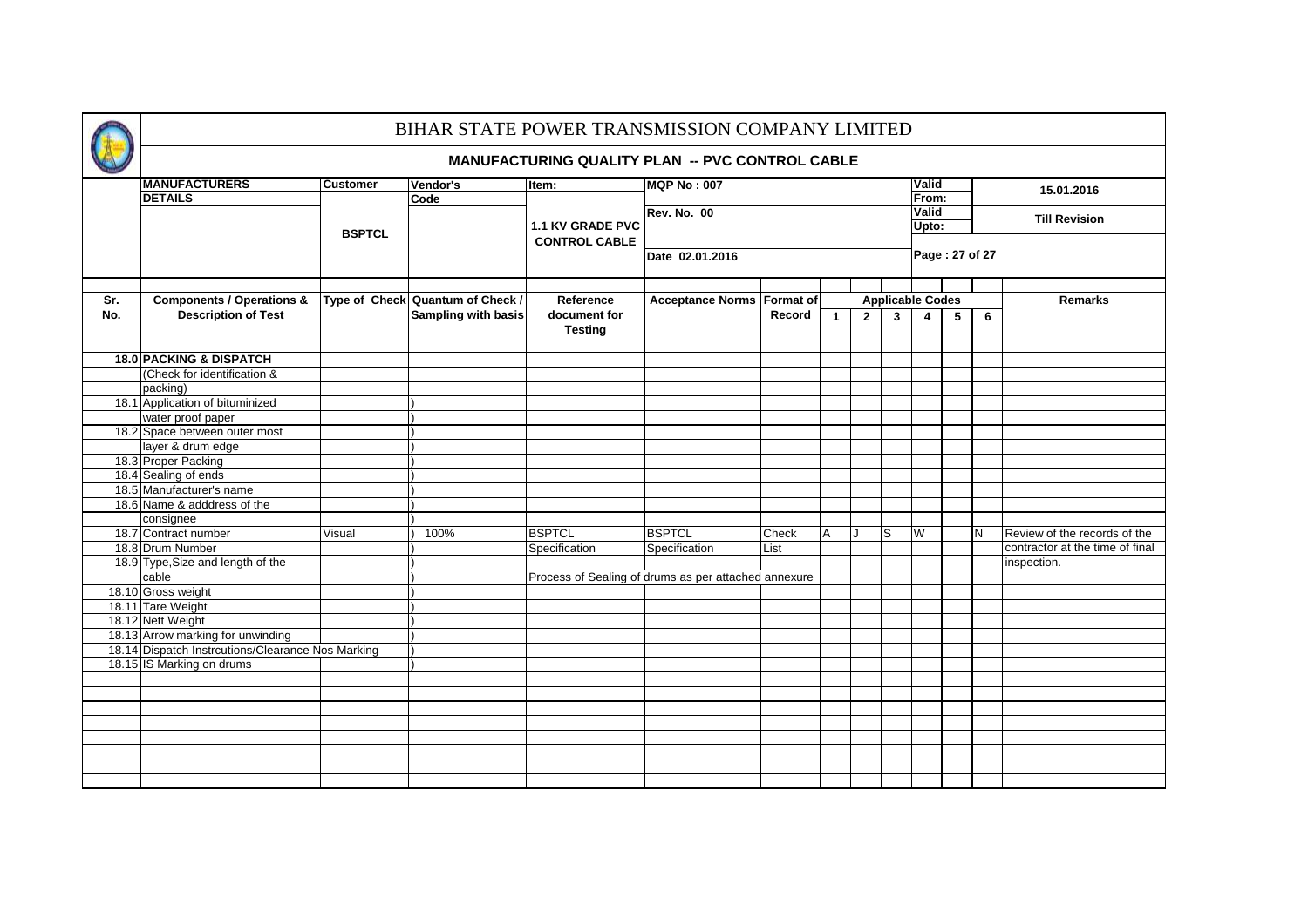# BIHAR STATE POWER TRANSMISSION COMPANY LIMITED

## MANUFACTURING QUALITY PLAN -- PVC CONTROL CABLE

| MANUFACTURERS DETAILS | Customer | Vendor's Code | Item: | MQP No : 007 | Valid From: | 15.01.2016 |
|---|---|---|---|---|---|---|
| | BSPTCL | | 1.1 KV GRADE PVC CONTROL CABLE | Rev. No. 00 | Valid Upto: | Till Revision |
| | | | | Date 02.01.2016 | | |

| Sr. No. | Components / Operations & Description of Test | Type of Check | Quantum of Check / Sampling with basis | Reference document for Testing | Acceptance Norms | Format of Record | Applicable Codes 1 | 2 | 3 | 4 | 5 | 6 | Remarks |
|---|---|---|---|---|---|---|---|---|---|---|---|---|---|
| 18.0 | **PACKING & DISPATCH** | | | | | | | | | | | | |
| | (Check for identification & packing) | | | | | | | | | | | | |
| 18.1 | Application of bituminized water proof paper | | ) | | | | | | | | | | |
| 18.2 | Space between outer most layer & drum edge | | ) | | | | | | | | | | |
| 18.3 | Proper Packing | | ) | | | | | | | | | | |
| 18.4 | Sealing of ends | | ) | | | | | | | | | | |
| 18.5 | Manufacturer's name | | ) | | | | | | | | | | |
| 18.6 | Name & adddress of the consignee | | ) | | | | | | | | | | |
| 18.7 | Contract number | Visual | ) 100% | BSPTCL | BSPTCL | Check | A | J | S | W | | N | Review of the records of the |
| 18.8 | Drum Number | | ) | Specification | Specification | List | | | | | | | contractor at the time of final |
| 18.9 | Type,Size and length of the cable | | ) | | | | | | | | | | inspection. |
| | | | ) | Process of Sealing of drums as per attached annexure | | | | | | | | | |
| 18.10 | Gross weight | | ) | | | | | | | | | | |
| 18.11 | Tare Weight | | ) | | | | | | | | | | |
| 18.12 | Nett Weight | | ) | | | | | | | | | | |
| 18.13 | Arrow marking for unwinding | | ) | | | | | | | | | | |
| 18.14 | Dispatch Instrcutions/Clearance Nos Marking | | ) | | | | | | | | | | |
| 18.15 | IS Marking on drums | | ) | | | | | | | | | | |